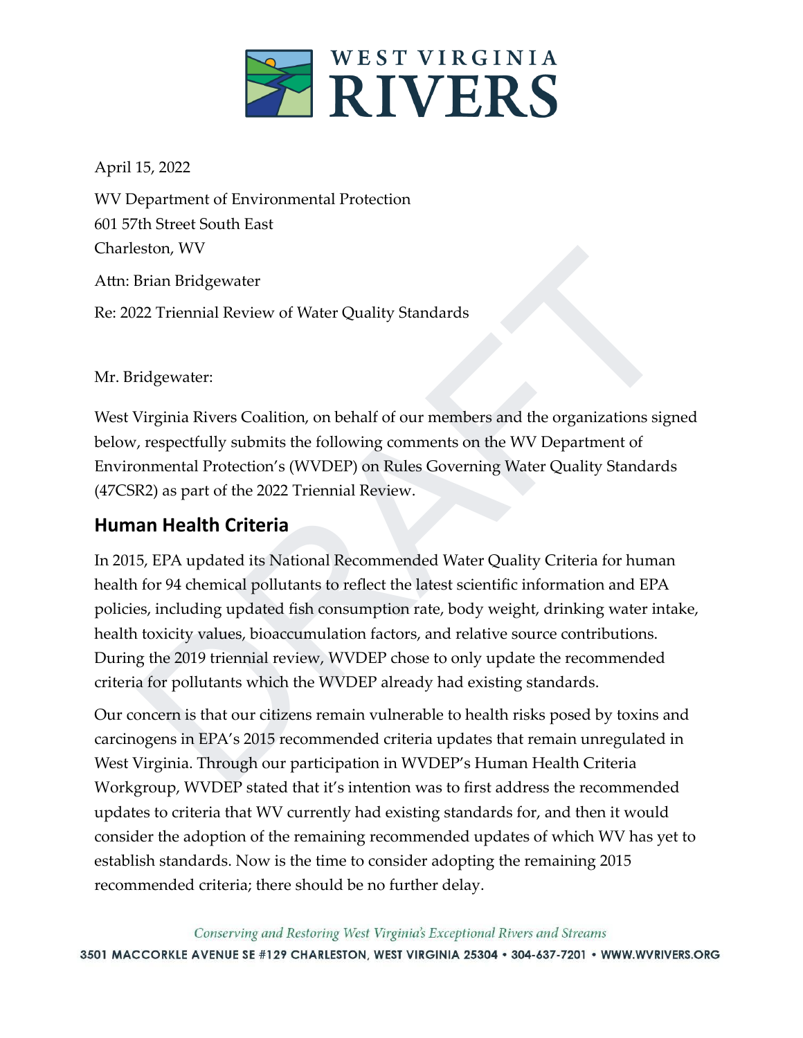# WEST VIRGINIA RIVERS

April 15, 2022

WV Department of Environmental Protection
601 57th Street South East
Charleston, WV

Attn: Brian Bridgewater

Re: 2022 Triennial Review of Water Quality Standards

Mr. Bridgewater:

West Virginia Rivers Coalition, on behalf of our members and the organizations signed below, respectfully submits the following comments on the WV Department of Environmental Protection's (WVDEP) on Rules Governing Water Quality Standards (47CSR2) as part of the 2022 Triennial Review.

## Human Health Criteria

In 2015, EPA updated its National Recommended Water Quality Criteria for human health for 94 chemical pollutants to reflect the latest scientific information and EPA policies, including updated fish consumption rate, body weight, drinking water intake, health toxicity values, bioaccumulation factors, and relative source contributions. During the 2019 triennial review, WVDEP chose to only update the recommended criteria for pollutants which the WVDEP already had existing standards.

Our concern is that our citizens remain vulnerable to health risks posed by toxins and carcinogens in EPA's 2015 recommended criteria updates that remain unregulated in West Virginia. Through our participation in WVDEP's Human Health Criteria Workgroup, WVDEP stated that it's intention was to first address the recommended updates to criteria that WV currently had existing standards for, and then it would consider the adoption of the remaining recommended updates of which WV has yet to establish standards. Now is the time to consider adopting the remaining 2015 recommended criteria; there should be no further delay.

*Conserving and Restoring West Virginia's Exceptional Rivers and Streams*

3501 MACCORKLE AVENUE SE #129 CHARLESTON, WEST VIRGINIA 25304 • 304-637-7201 • WWW.WVRIVERS.ORG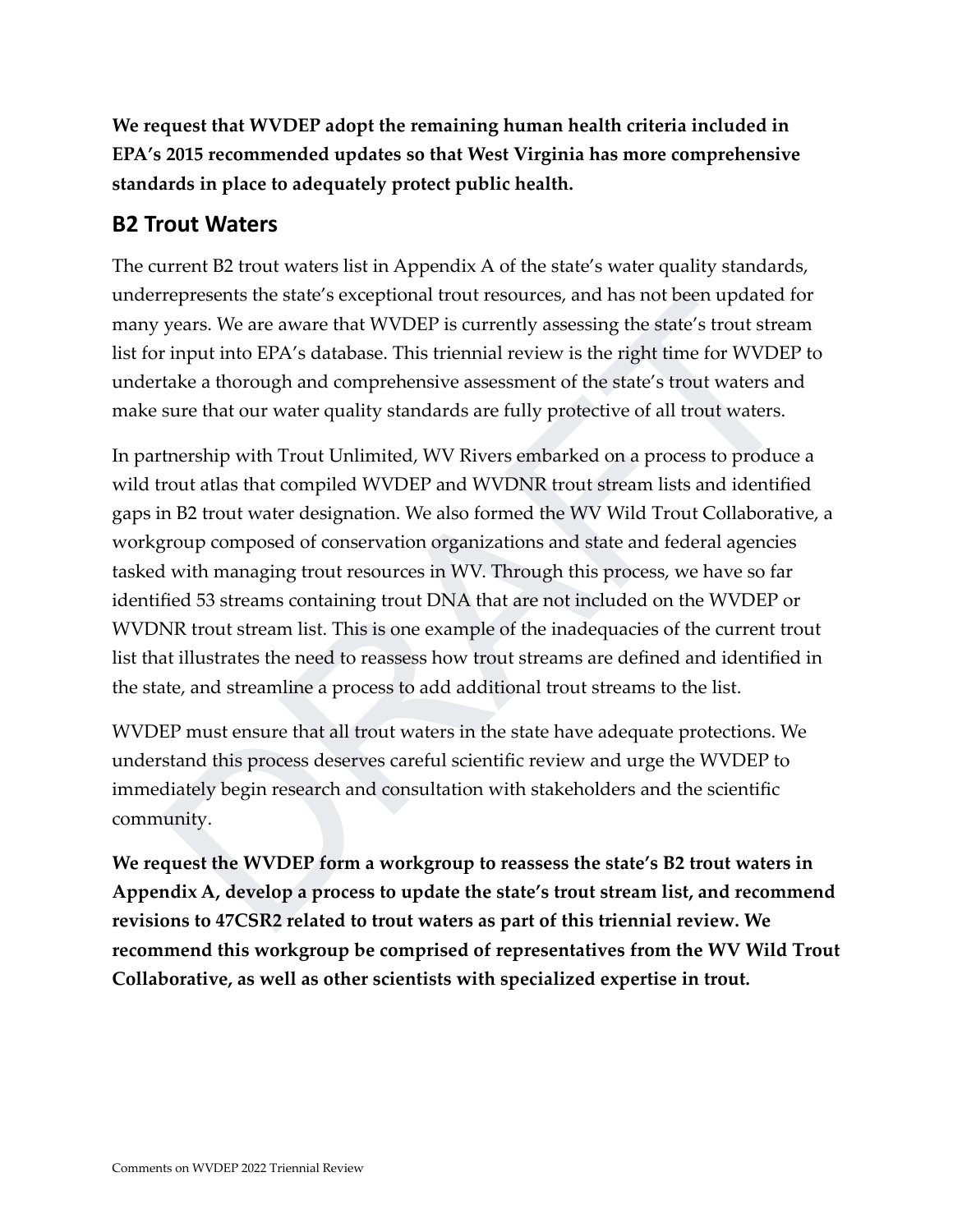**We request that WVDEP adopt the remaining human health criteria included in EPA's 2015 recommended updates so that West Virginia has more comprehensive standards in place to adequately protect public health.**

## B2 Trout Waters

The current B2 trout waters list in Appendix A of the state's water quality standards, underrepresents the state's exceptional trout resources, and has not been updated for many years. We are aware that WVDEP is currently assessing the state's trout stream list for input into EPA's database. This triennial review is the right time for WVDEP to undertake a thorough and comprehensive assessment of the state's trout waters and make sure that our water quality standards are fully protective of all trout waters.

In partnership with Trout Unlimited, WV Rivers embarked on a process to produce a wild trout atlas that compiled WVDEP and WVDNR trout stream lists and identified gaps in B2 trout water designation. We also formed the WV Wild Trout Collaborative, a workgroup composed of conservation organizations and state and federal agencies tasked with managing trout resources in WV. Through this process, we have so far identified 53 streams containing trout DNA that are not included on the WVDEP or WVDNR trout stream list. This is one example of the inadequacies of the current trout list that illustrates the need to reassess how trout streams are defined and identified in the state, and streamline a process to add additional trout streams to the list.

WVDEP must ensure that all trout waters in the state have adequate protections. We understand this process deserves careful scientific review and urge the WVDEP to immediately begin research and consultation with stakeholders and the scientific community.

**We request the WVDEP form a workgroup to reassess the state's B2 trout waters in Appendix A, develop a process to update the state's trout stream list, and recommend revisions to 47CSR2 related to trout waters as part of this triennial review. We recommend this workgroup be comprised of representatives from the WV Wild Trout Collaborative, as well as other scientists with specialized expertise in trout.**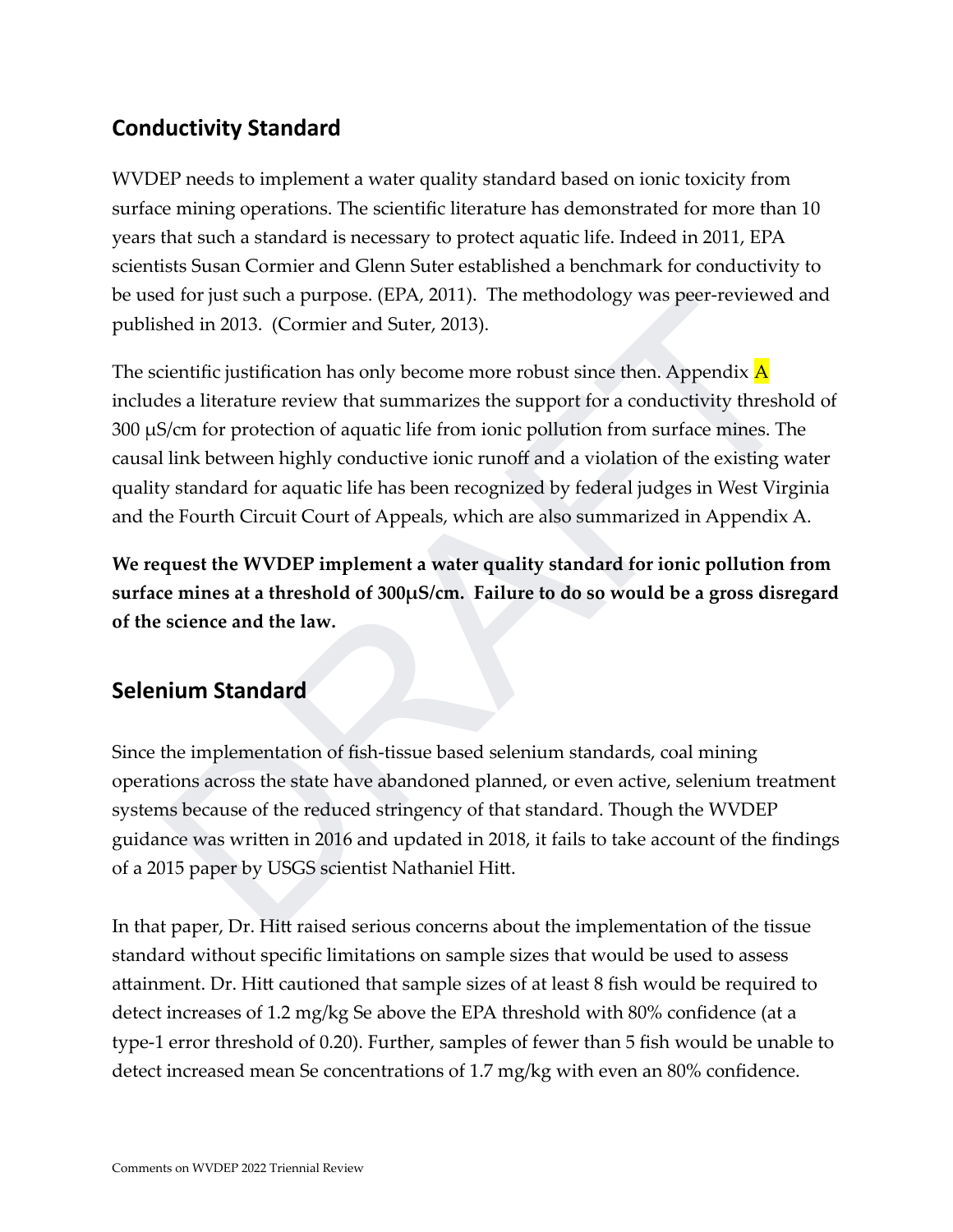## Conductivity Standard

WVDEP needs to implement a water quality standard based on ionic toxicity from surface mining operations. The scientific literature has demonstrated for more than 10 years that such a standard is necessary to protect aquatic life. Indeed in 2011, EPA scientists Susan Cormier and Glenn Suter established a benchmark for conductivity to be used for just such a purpose. (EPA, 2011). The methodology was peer-reviewed and published in 2013. (Cormier and Suter, 2013).

The scientific justification has only become more robust since then. Appendix A includes a literature review that summarizes the support for a conductivity threshold of 300 μS/cm for protection of aquatic life from ionic pollution from surface mines. The causal link between highly conductive ionic runoff and a violation of the existing water quality standard for aquatic life has been recognized by federal judges in West Virginia and the Fourth Circuit Court of Appeals, which are also summarized in Appendix A.

**We request the WVDEP implement a water quality standard for ionic pollution from surface mines at a threshold of 300μS/cm. Failure to do so would be a gross disregard of the science and the law.**

## Selenium Standard

Since the implementation of fish-tissue based selenium standards, coal mining operations across the state have abandoned planned, or even active, selenium treatment systems because of the reduced stringency of that standard. Though the WVDEP guidance was written in 2016 and updated in 2018, it fails to take account of the findings of a 2015 paper by USGS scientist Nathaniel Hitt.

In that paper, Dr. Hitt raised serious concerns about the implementation of the tissue standard without specific limitations on sample sizes that would be used to assess attainment. Dr. Hitt cautioned that sample sizes of at least 8 fish would be required to detect increases of 1.2 mg/kg Se above the EPA threshold with 80% confidence (at a type-1 error threshold of 0.20). Further, samples of fewer than 5 fish would be unable to detect increased mean Se concentrations of 1.7 mg/kg with even an 80% confidence.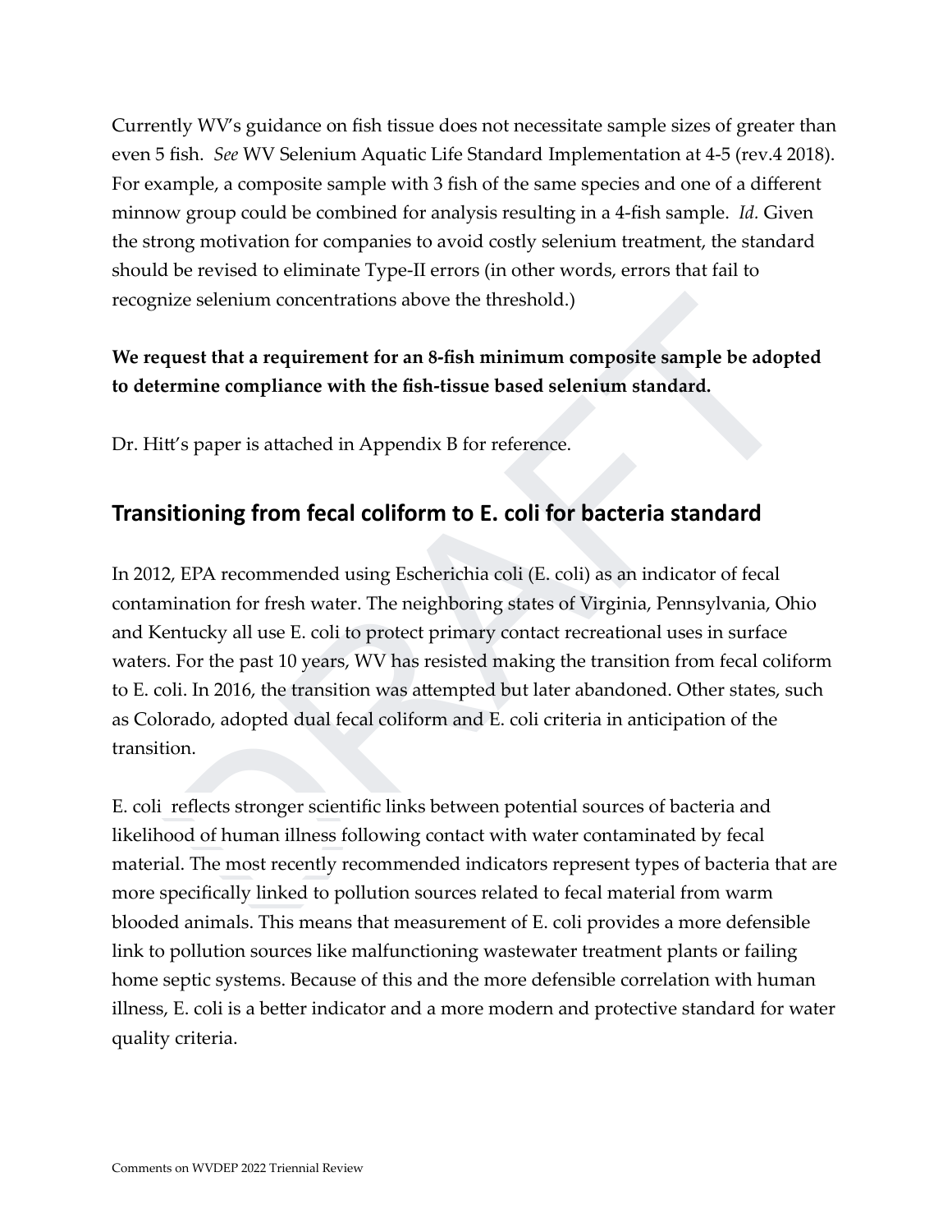Currently WV's guidance on fish tissue does not necessitate sample sizes of greater than even 5 fish. *See* WV Selenium Aquatic Life Standard Implementation at 4-5 (rev.4 2018). For example, a composite sample with 3 fish of the same species and one of a different minnow group could be combined for analysis resulting in a 4-fish sample. *Id.* Given the strong motivation for companies to avoid costly selenium treatment, the standard should be revised to eliminate Type-II errors (in other words, errors that fail to recognize selenium concentrations above the threshold.)

**We request that a requirement for an 8-fish minimum composite sample be adopted to determine compliance with the fish-tissue based selenium standard.**

Dr. Hitt's paper is attached in Appendix B for reference.

## Transitioning from fecal coliform to E. coli for bacteria standard

In 2012, EPA recommended using Escherichia coli (E. coli) as an indicator of fecal contamination for fresh water. The neighboring states of Virginia, Pennsylvania, Ohio and Kentucky all use E. coli to protect primary contact recreational uses in surface waters. For the past 10 years, WV has resisted making the transition from fecal coliform to E. coli. In 2016, the transition was attempted but later abandoned. Other states, such as Colorado, adopted dual fecal coliform and E. coli criteria in anticipation of the transition.

E. coli reflects stronger scientific links between potential sources of bacteria and likelihood of human illness following contact with water contaminated by fecal material. The most recently recommended indicators represent types of bacteria that are more specifically linked to pollution sources related to fecal material from warm blooded animals. This means that measurement of E. coli provides a more defensible link to pollution sources like malfunctioning wastewater treatment plants or failing home septic systems. Because of this and the more defensible correlation with human illness, E. coli is a better indicator and a more modern and protective standard for water quality criteria.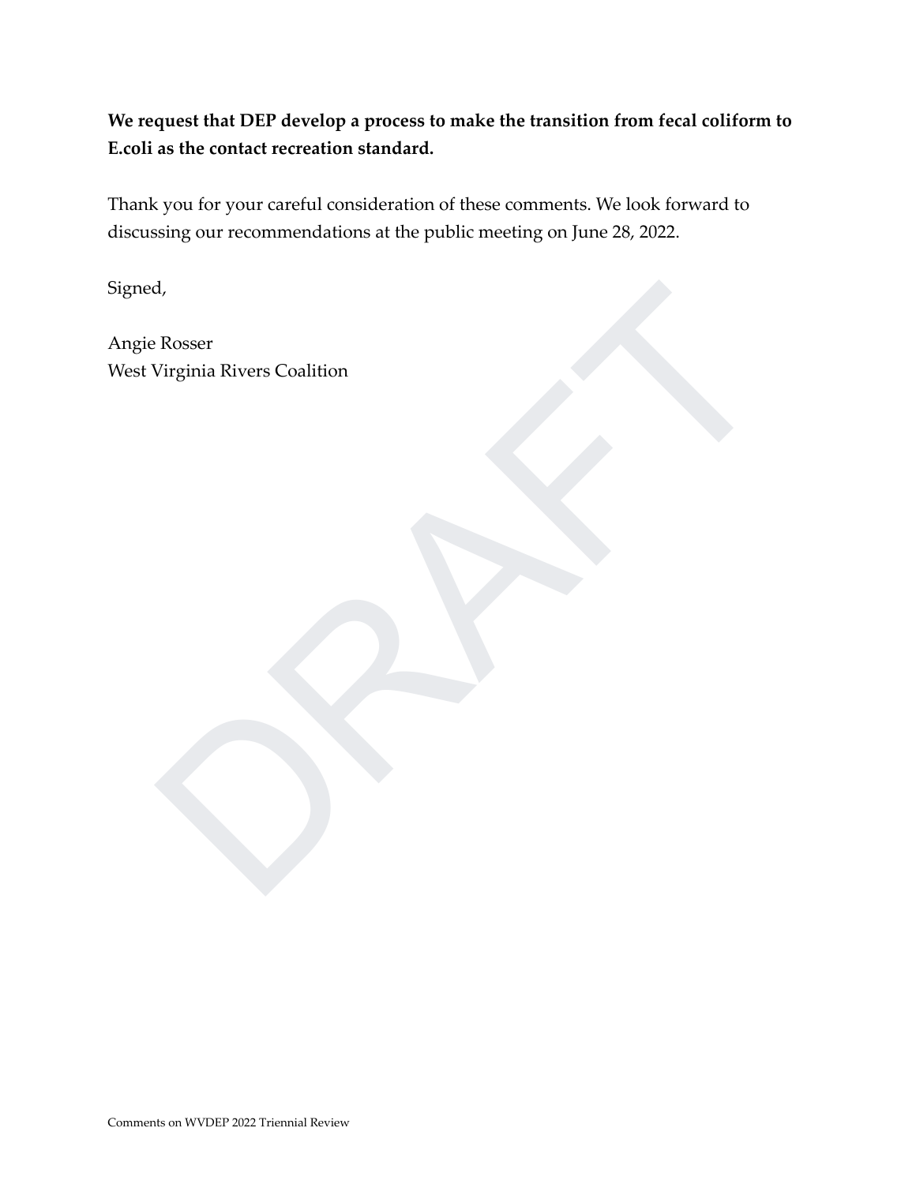**We request that DEP develop a process to make the transition from fecal coliform to E.coli as the contact recreation standard.**

Thank you for your careful consideration of these comments. We look forward to discussing our recommendations at the public meeting on June 28, 2022.

Signed,

Angie Rosser
West Virginia Rivers Coalition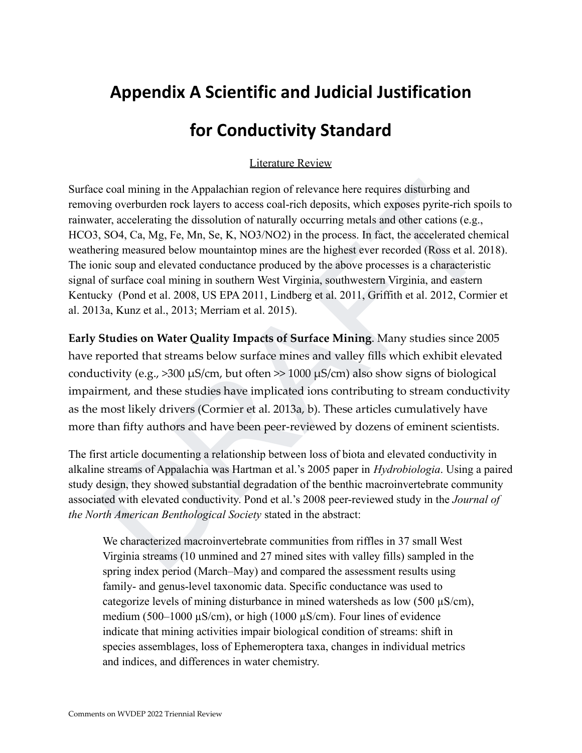# Appendix A Scientific and Judicial Justification for Conductivity Standard

Literature Review

Surface coal mining in the Appalachian region of relevance here requires disturbing and removing overburden rock layers to access coal-rich deposits, which exposes pyrite-rich spoils to rainwater, accelerating the dissolution of naturally occurring metals and other cations (e.g., HCO3, SO4, Ca, Mg, Fe, Mn, Se, K, NO3/NO2) in the process. In fact, the accelerated chemical weathering measured below mountaintop mines are the highest ever recorded (Ross et al. 2018). The ionic soup and elevated conductance produced by the above processes is a characteristic signal of surface coal mining in southern West Virginia, southwestern Virginia, and eastern Kentucky (Pond et al. 2008, US EPA 2011, Lindberg et al. 2011, Griffith et al. 2012, Cormier et al. 2013a, Kunz et al., 2013; Merriam et al. 2015).

**Early Studies on Water Quality Impacts of Surface Mining**. Many studies since 2005 have reported that streams below surface mines and valley fills which exhibit elevated conductivity (e.g., >300 µS/cm, but often >> 1000 µS/cm) also show signs of biological impairment, and these studies have implicated ions contributing to stream conductivity as the most likely drivers (Cormier et al. 2013a, b). These articles cumulatively have more than fifty authors and have been peer-reviewed by dozens of eminent scientists.

The first article documenting a relationship between loss of biota and elevated conductivity in alkaline streams of Appalachia was Hartman et al.'s 2005 paper in *Hydrobiologia*. Using a paired study design, they showed substantial degradation of the benthic macroinvertebrate community associated with elevated conductivity. Pond et al.'s 2008 peer-reviewed study in the *Journal of the North American Benthological Society* stated in the abstract:

> We characterized macroinvertebrate communities from riffles in 37 small West Virginia streams (10 unmined and 27 mined sites with valley fills) sampled in the spring index period (March–May) and compared the assessment results using family- and genus-level taxonomic data. Specific conductance was used to categorize levels of mining disturbance in mined watersheds as low (500 µS/cm), medium (500–1000 µS/cm), or high (1000 µS/cm). Four lines of evidence indicate that mining activities impair biological condition of streams: shift in species assemblages, loss of Ephemeroptera taxa, changes in individual metrics and indices, and differences in water chemistry.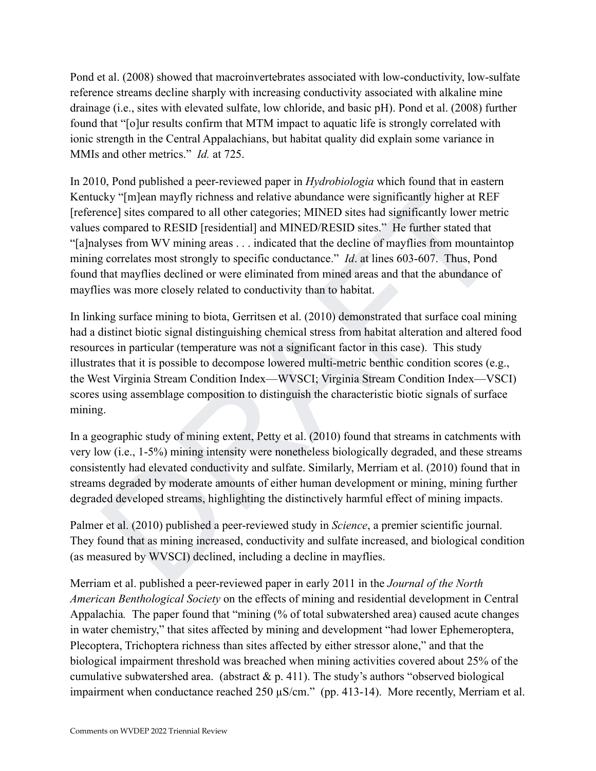Pond et al. (2008) showed that macroinvertebrates associated with low-conductivity, low-sulfate reference streams decline sharply with increasing conductivity associated with alkaline mine drainage (i.e., sites with elevated sulfate, low chloride, and basic pH). Pond et al. (2008) further found that "[o]ur results confirm that MTM impact to aquatic life is strongly correlated with ionic strength in the Central Appalachians, but habitat quality did explain some variance in MMIs and other metrics." *Id.* at 725.

In 2010, Pond published a peer-reviewed paper in *Hydrobiologia* which found that in eastern Kentucky "[m]ean mayfly richness and relative abundance were significantly higher at REF [reference] sites compared to all other categories; MINED sites had significantly lower metric values compared to RESID [residential] and MINED/RESID sites." He further stated that "[a]nalyses from WV mining areas . . . indicated that the decline of mayflies from mountaintop mining correlates most strongly to specific conductance." *Id*. at lines 603-607. Thus, Pond found that mayflies declined or were eliminated from mined areas and that the abundance of mayflies was more closely related to conductivity than to habitat.

In linking surface mining to biota, Gerritsen et al. (2010) demonstrated that surface coal mining had a distinct biotic signal distinguishing chemical stress from habitat alteration and altered food resources in particular (temperature was not a significant factor in this case). This study illustrates that it is possible to decompose lowered multi-metric benthic condition scores (e.g., the West Virginia Stream Condition Index—WVSCI; Virginia Stream Condition Index—VSCI) scores using assemblage composition to distinguish the characteristic biotic signals of surface mining.

In a geographic study of mining extent, Petty et al. (2010) found that streams in catchments with very low (i.e., 1-5%) mining intensity were nonetheless biologically degraded, and these streams consistently had elevated conductivity and sulfate. Similarly, Merriam et al. (2010) found that in streams degraded by moderate amounts of either human development or mining, mining further degraded developed streams, highlighting the distinctively harmful effect of mining impacts.

Palmer et al. (2010) published a peer-reviewed study in *Science*, a premier scientific journal. They found that as mining increased, conductivity and sulfate increased, and biological condition (as measured by WVSCI) declined, including a decline in mayflies.

Merriam et al. published a peer-reviewed paper in early 2011 in the *Journal of the North American Benthological Society* on the effects of mining and residential development in Central Appalachia*.* The paper found that "mining (% of total subwatershed area) caused acute changes in water chemistry," that sites affected by mining and development "had lower Ephemeroptera, Plecoptera, Trichoptera richness than sites affected by either stressor alone," and that the biological impairment threshold was breached when mining activities covered about 25% of the cumulative subwatershed area. (abstract & p. 411). The study's authors "observed biological impairment when conductance reached 250 μS/cm." (pp. 413-14). More recently, Merriam et al.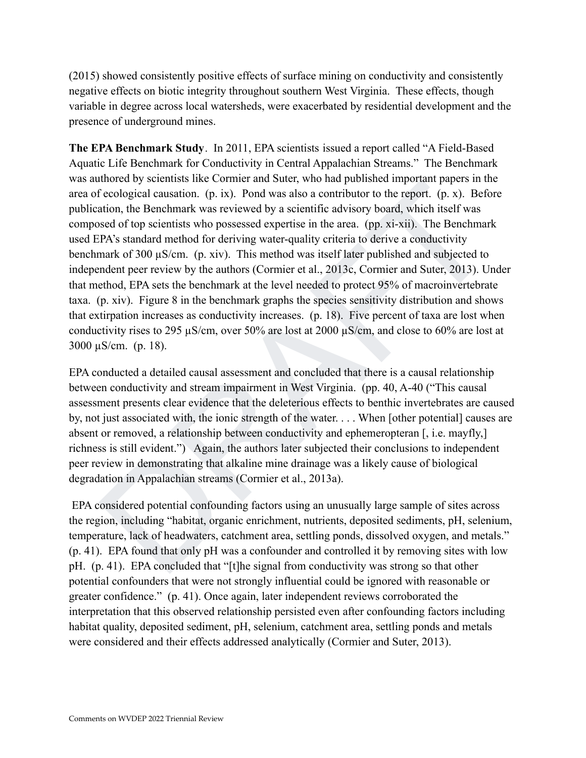(2015) showed consistently positive effects of surface mining on conductivity and consistently negative effects on biotic integrity throughout southern West Virginia. These effects, though variable in degree across local watersheds, were exacerbated by residential development and the presence of underground mines.

**The EPA Benchmark Study**. In 2011, EPA scientists issued a report called "A Field-Based Aquatic Life Benchmark for Conductivity in Central Appalachian Streams." The Benchmark was authored by scientists like Cormier and Suter, who had published important papers in the area of ecological causation. (p. ix). Pond was also a contributor to the report. (p. x). Before publication, the Benchmark was reviewed by a scientific advisory board, which itself was composed of top scientists who possessed expertise in the area. (pp. xi-xii). The Benchmark used EPA's standard method for deriving water-quality criteria to derive a conductivity benchmark of 300 µS/cm. (p. xiv). This method was itself later published and subjected to independent peer review by the authors (Cormier et al., 2013c, Cormier and Suter, 2013). Under that method, EPA sets the benchmark at the level needed to protect 95% of macroinvertebrate taxa. (p. xiv). Figure 8 in the benchmark graphs the species sensitivity distribution and shows that extirpation increases as conductivity increases. (p. 18). Five percent of taxa are lost when conductivity rises to 295 µS/cm, over 50% are lost at 2000 µS/cm, and close to 60% are lost at 3000 µS/cm. (p. 18).

EPA conducted a detailed causal assessment and concluded that there is a causal relationship between conductivity and stream impairment in West Virginia. (pp. 40, A-40 ("This causal assessment presents clear evidence that the deleterious effects to benthic invertebrates are caused by, not just associated with, the ionic strength of the water. . . . When [other potential] causes are absent or removed, a relationship between conductivity and ephemeropteran [, i.e. mayfly,] richness is still evident.") Again, the authors later subjected their conclusions to independent peer review in demonstrating that alkaline mine drainage was a likely cause of biological degradation in Appalachian streams (Cormier et al., 2013a).

EPA considered potential confounding factors using an unusually large sample of sites across the region, including "habitat, organic enrichment, nutrients, deposited sediments, pH, selenium, temperature, lack of headwaters, catchment area, settling ponds, dissolved oxygen, and metals." (p. 41). EPA found that only pH was a confounder and controlled it by removing sites with low pH. (p. 41). EPA concluded that "[t]he signal from conductivity was strong so that other potential confounders that were not strongly influential could be ignored with reasonable or greater confidence." (p. 41). Once again, later independent reviews corroborated the interpretation that this observed relationship persisted even after confounding factors including habitat quality, deposited sediment, pH, selenium, catchment area, settling ponds and metals were considered and their effects addressed analytically (Cormier and Suter, 2013).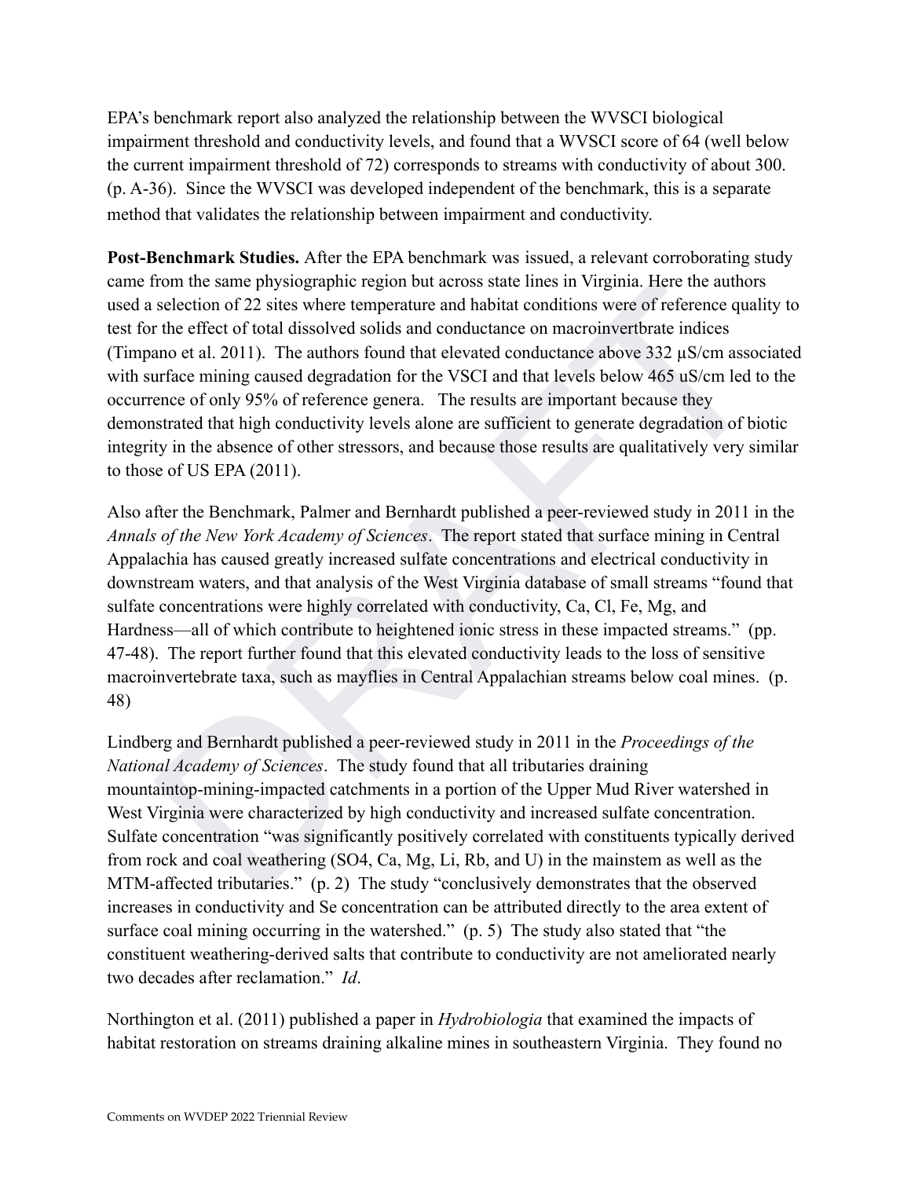EPA's benchmark report also analyzed the relationship between the WVSCI biological impairment threshold and conductivity levels, and found that a WVSCI score of 64 (well below the current impairment threshold of 72) corresponds to streams with conductivity of about 300. (p. A-36). Since the WVSCI was developed independent of the benchmark, this is a separate method that validates the relationship between impairment and conductivity.

**Post-Benchmark Studies.** After the EPA benchmark was issued, a relevant corroborating study came from the same physiographic region but across state lines in Virginia. Here the authors used a selection of 22 sites where temperature and habitat conditions were of reference quality to test for the effect of total dissolved solids and conductance on macroinvertbrate indices (Timpano et al. 2011). The authors found that elevated conductance above 332 μS/cm associated with surface mining caused degradation for the VSCI and that levels below 465 uS/cm led to the occurrence of only 95% of reference genera. The results are important because they demonstrated that high conductivity levels alone are sufficient to generate degradation of biotic integrity in the absence of other stressors, and because those results are qualitatively very similar to those of US EPA (2011).

Also after the Benchmark, Palmer and Bernhardt published a peer-reviewed study in 2011 in the *Annals of the New York Academy of Sciences*. The report stated that surface mining in Central Appalachia has caused greatly increased sulfate concentrations and electrical conductivity in downstream waters, and that analysis of the West Virginia database of small streams "found that sulfate concentrations were highly correlated with conductivity, Ca, Cl, Fe, Mg, and Hardness—all of which contribute to heightened ionic stress in these impacted streams." (pp. 47-48). The report further found that this elevated conductivity leads to the loss of sensitive macroinvertebrate taxa, such as mayflies in Central Appalachian streams below coal mines. (p. 48)

Lindberg and Bernhardt published a peer-reviewed study in 2011 in the *Proceedings of the National Academy of Sciences*. The study found that all tributaries draining mountaintop-mining-impacted catchments in a portion of the Upper Mud River watershed in West Virginia were characterized by high conductivity and increased sulfate concentration. Sulfate concentration "was significantly positively correlated with constituents typically derived from rock and coal weathering ($SO_4$, Ca, Mg, Li, Rb, and U) in the mainstem as well as the MTM-affected tributaries." (p. 2) The study "conclusively demonstrates that the observed increases in conductivity and Se concentration can be attributed directly to the area extent of surface coal mining occurring in the watershed." (p. 5) The study also stated that "the constituent weathering-derived salts that contribute to conductivity are not ameliorated nearly two decades after reclamation." *Id*.

Northington et al. (2011) published a paper in *Hydrobiologia* that examined the impacts of habitat restoration on streams draining alkaline mines in southeastern Virginia. They found no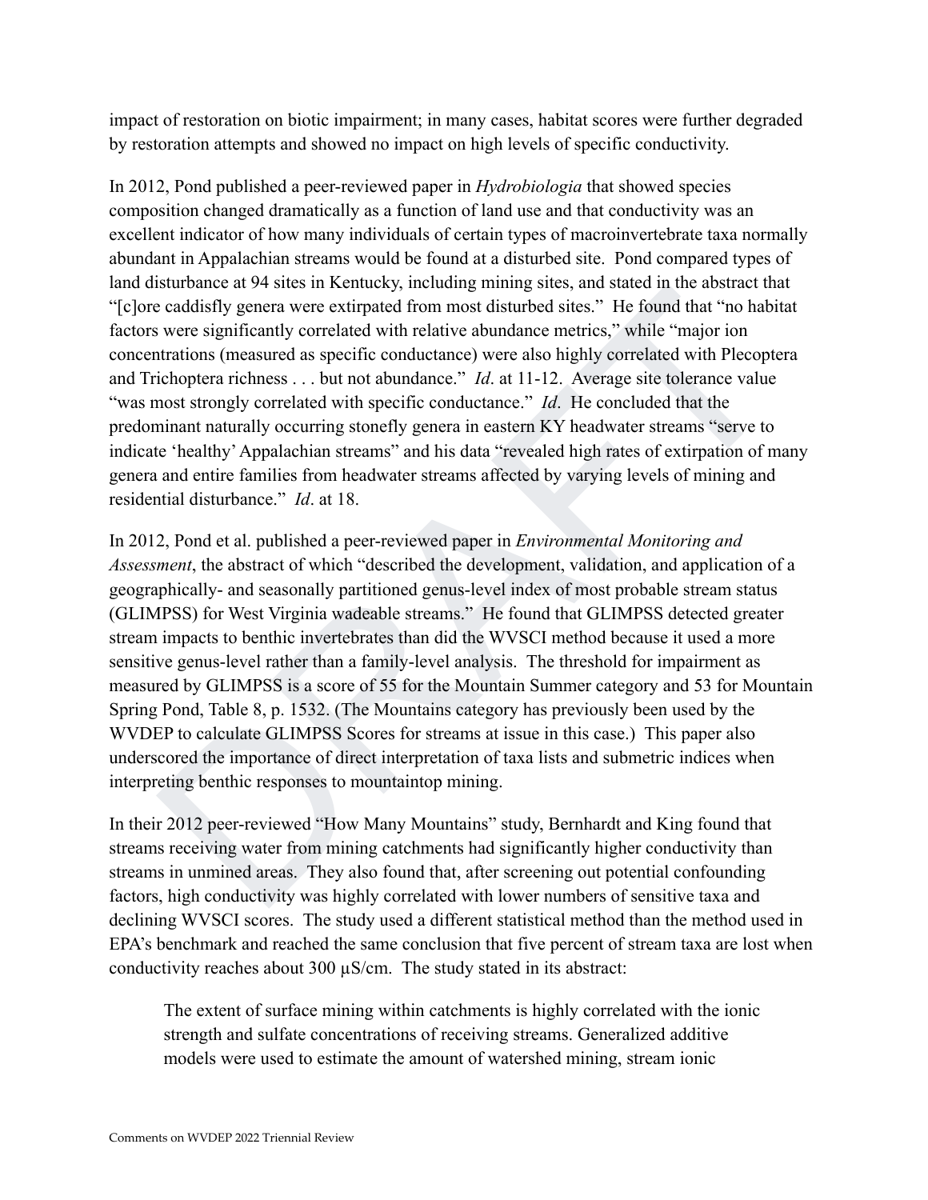impact of restoration on biotic impairment; in many cases, habitat scores were further degraded by restoration attempts and showed no impact on high levels of specific conductivity.

In 2012, Pond published a peer-reviewed paper in *Hydrobiologia* that showed species composition changed dramatically as a function of land use and that conductivity was an excellent indicator of how many individuals of certain types of macroinvertebrate taxa normally abundant in Appalachian streams would be found at a disturbed site. Pond compared types of land disturbance at 94 sites in Kentucky, including mining sites, and stated in the abstract that "[c]ore caddisfly genera were extirpated from most disturbed sites." He found that "no habitat factors were significantly correlated with relative abundance metrics," while "major ion concentrations (measured as specific conductance) were also highly correlated with Plecoptera and Trichoptera richness . . . but not abundance." *Id*. at 11-12. Average site tolerance value "was most strongly correlated with specific conductance." *Id*. He concluded that the predominant naturally occurring stonefly genera in eastern KY headwater streams "serve to indicate 'healthy' Appalachian streams" and his data "revealed high rates of extirpation of many genera and entire families from headwater streams affected by varying levels of mining and residential disturbance." *Id*. at 18.

In 2012, Pond et al. published a peer-reviewed paper in *Environmental Monitoring and Assessment*, the abstract of which "described the development, validation, and application of a geographically- and seasonally partitioned genus-level index of most probable stream status (GLIMPSS) for West Virginia wadeable streams." He found that GLIMPSS detected greater stream impacts to benthic invertebrates than did the WVSCI method because it used a more sensitive genus-level rather than a family-level analysis. The threshold for impairment as measured by GLIMPSS is a score of 55 for the Mountain Summer category and 53 for Mountain Spring Pond, Table 8, p. 1532. (The Mountains category has previously been used by the WVDEP to calculate GLIMPSS Scores for streams at issue in this case.) This paper also underscored the importance of direct interpretation of taxa lists and submetric indices when interpreting benthic responses to mountaintop mining.

In their 2012 peer-reviewed "How Many Mountains" study, Bernhardt and King found that streams receiving water from mining catchments had significantly higher conductivity than streams in unmined areas. They also found that, after screening out potential confounding factors, high conductivity was highly correlated with lower numbers of sensitive taxa and declining WVSCI scores. The study used a different statistical method than the method used in EPA's benchmark and reached the same conclusion that five percent of stream taxa are lost when conductivity reaches about 300 µS/cm. The study stated in its abstract:

> The extent of surface mining within catchments is highly correlated with the ionic strength and sulfate concentrations of receiving streams. Generalized additive models were used to estimate the amount of watershed mining, stream ionic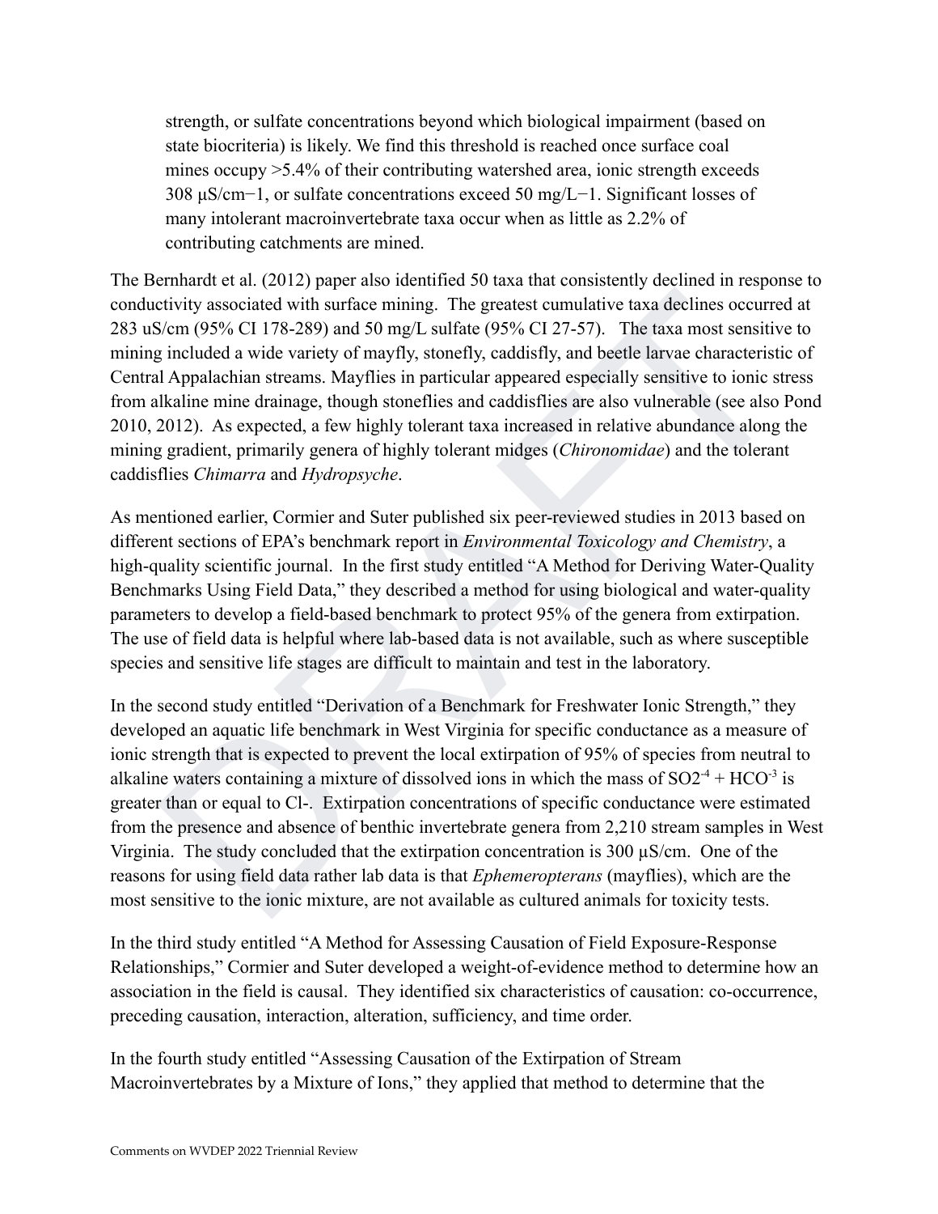> strength, or sulfate concentrations beyond which biological impairment (based on state biocriteria) is likely. We find this threshold is reached once surface coal mines occupy >5.4% of their contributing watershed area, ionic strength exceeds 308 μS/cm−1, or sulfate concentrations exceed 50 mg/L−1. Significant losses of many intolerant macroinvertebrate taxa occur when as little as 2.2% of contributing catchments are mined.

The Bernhardt et al. (2012) paper also identified 50 taxa that consistently declined in response to conductivity associated with surface mining. The greatest cumulative taxa declines occurred at 283 uS/cm (95% CI 178-289) and 50 mg/L sulfate (95% CI 27-57). The taxa most sensitive to mining included a wide variety of mayfly, stonefly, caddisfly, and beetle larvae characteristic of Central Appalachian streams. Mayflies in particular appeared especially sensitive to ionic stress from alkaline mine drainage, though stoneflies and caddisflies are also vulnerable (see also Pond 2010, 2012). As expected, a few highly tolerant taxa increased in relative abundance along the mining gradient, primarily genera of highly tolerant midges (*Chironomidae*) and the tolerant caddisflies *Chimarra* and *Hydropsyche*.

As mentioned earlier, Cormier and Suter published six peer-reviewed studies in 2013 based on different sections of EPA's benchmark report in *Environmental Toxicology and Chemistry*, a high-quality scientific journal. In the first study entitled "A Method for Deriving Water-Quality Benchmarks Using Field Data," they described a method for using biological and water-quality parameters to develop a field-based benchmark to protect 95% of the genera from extirpation. The use of field data is helpful where lab-based data is not available, such as where susceptible species and sensitive life stages are difficult to maintain and test in the laboratory.

In the second study entitled "Derivation of a Benchmark for Freshwater Ionic Strength," they developed an aquatic life benchmark in West Virginia for specific conductance as a measure of ionic strength that is expected to prevent the local extirpation of 95% of species from neutral to alkaline waters containing a mixture of dissolved ions in which the mass of $SO2^{-4}$ + $HCO^{-3}$ is greater than or equal to Cl-. Extirpation concentrations of specific conductance were estimated from the presence and absence of benthic invertebrate genera from 2,210 stream samples in West Virginia. The study concluded that the extirpation concentration is 300 µS/cm. One of the reasons for using field data rather lab data is that *Ephemeropterans* (mayflies), which are the most sensitive to the ionic mixture, are not available as cultured animals for toxicity tests.

In the third study entitled "A Method for Assessing Causation of Field Exposure-Response Relationships," Cormier and Suter developed a weight-of-evidence method to determine how an association in the field is causal. They identified six characteristics of causation: co-occurrence, preceding causation, interaction, alteration, sufficiency, and time order.

In the fourth study entitled "Assessing Causation of the Extirpation of Stream Macroinvertebrates by a Mixture of Ions," they applied that method to determine that the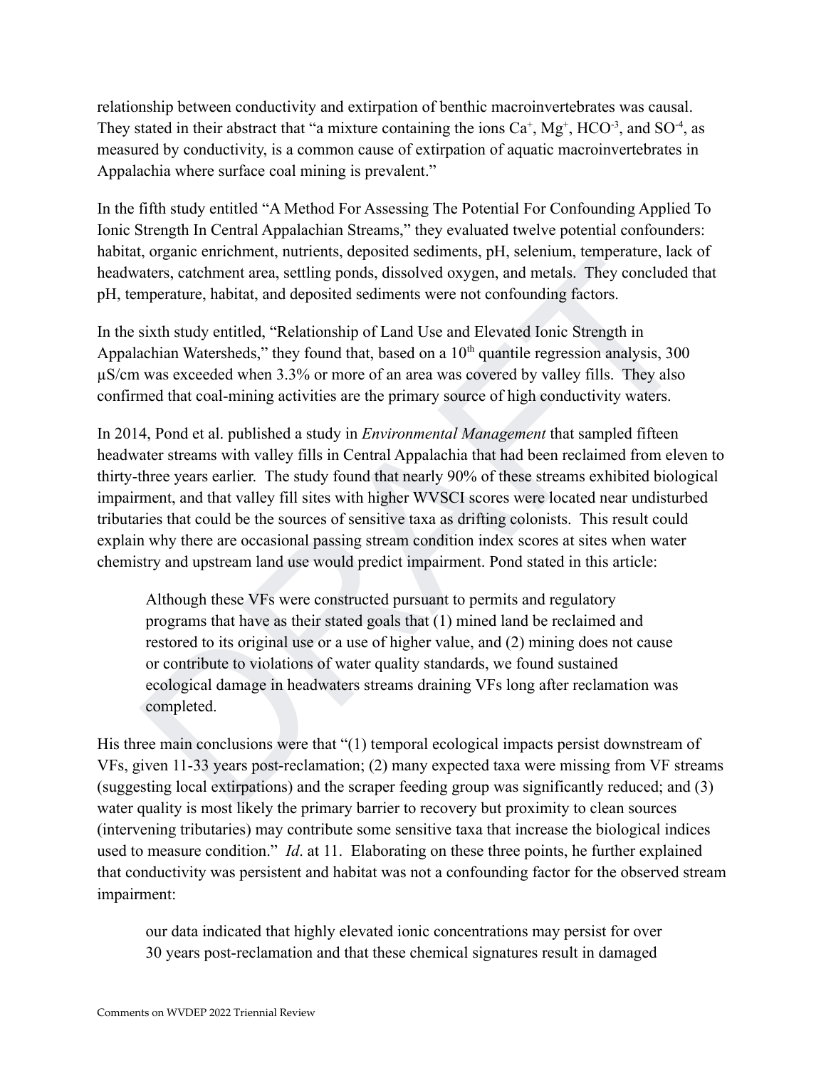relationship between conductivity and extirpation of benthic macroinvertebrates was causal. They stated in their abstract that "a mixture containing the ions $Ca^{+}$, $Mg^{+}$, $HCO^{-3}$, and $SO^{-4}$, as measured by conductivity, is a common cause of extirpation of aquatic macroinvertebrates in Appalachia where surface coal mining is prevalent."

In the fifth study entitled "A Method For Assessing The Potential For Confounding Applied To Ionic Strength In Central Appalachian Streams," they evaluated twelve potential confounders: habitat, organic enrichment, nutrients, deposited sediments, pH, selenium, temperature, lack of headwaters, catchment area, settling ponds, dissolved oxygen, and metals. They concluded that pH, temperature, habitat, and deposited sediments were not confounding factors.

In the sixth study entitled, "Relationship of Land Use and Elevated Ionic Strength in Appalachian Watersheds," they found that, based on a 10th quantile regression analysis, 300 µS/cm was exceeded when 3.3% or more of an area was covered by valley fills. They also confirmed that coal-mining activities are the primary source of high conductivity waters.

In 2014, Pond et al. published a study in *Environmental Management* that sampled fifteen headwater streams with valley fills in Central Appalachia that had been reclaimed from eleven to thirty-three years earlier. The study found that nearly 90% of these streams exhibited biological impairment, and that valley fill sites with higher WVSCI scores were located near undisturbed tributaries that could be the sources of sensitive taxa as drifting colonists. This result could explain why there are occasional passing stream condition index scores at sites when water chemistry and upstream land use would predict impairment. Pond stated in this article:

> Although these VFs were constructed pursuant to permits and regulatory programs that have as their stated goals that (1) mined land be reclaimed and restored to its original use or a use of higher value, and (2) mining does not cause or contribute to violations of water quality standards, we found sustained ecological damage in headwaters streams draining VFs long after reclamation was completed.

His three main conclusions were that "(1) temporal ecological impacts persist downstream of VFs, given 11-33 years post-reclamation; (2) many expected taxa were missing from VF streams (suggesting local extirpations) and the scraper feeding group was significantly reduced; and (3) water quality is most likely the primary barrier to recovery but proximity to clean sources (intervening tributaries) may contribute some sensitive taxa that increase the biological indices used to measure condition." *Id*. at 11. Elaborating on these three points, he further explained that conductivity was persistent and habitat was not a confounding factor for the observed stream impairment:

> our data indicated that highly elevated ionic concentrations may persist for over 30 years post-reclamation and that these chemical signatures result in damaged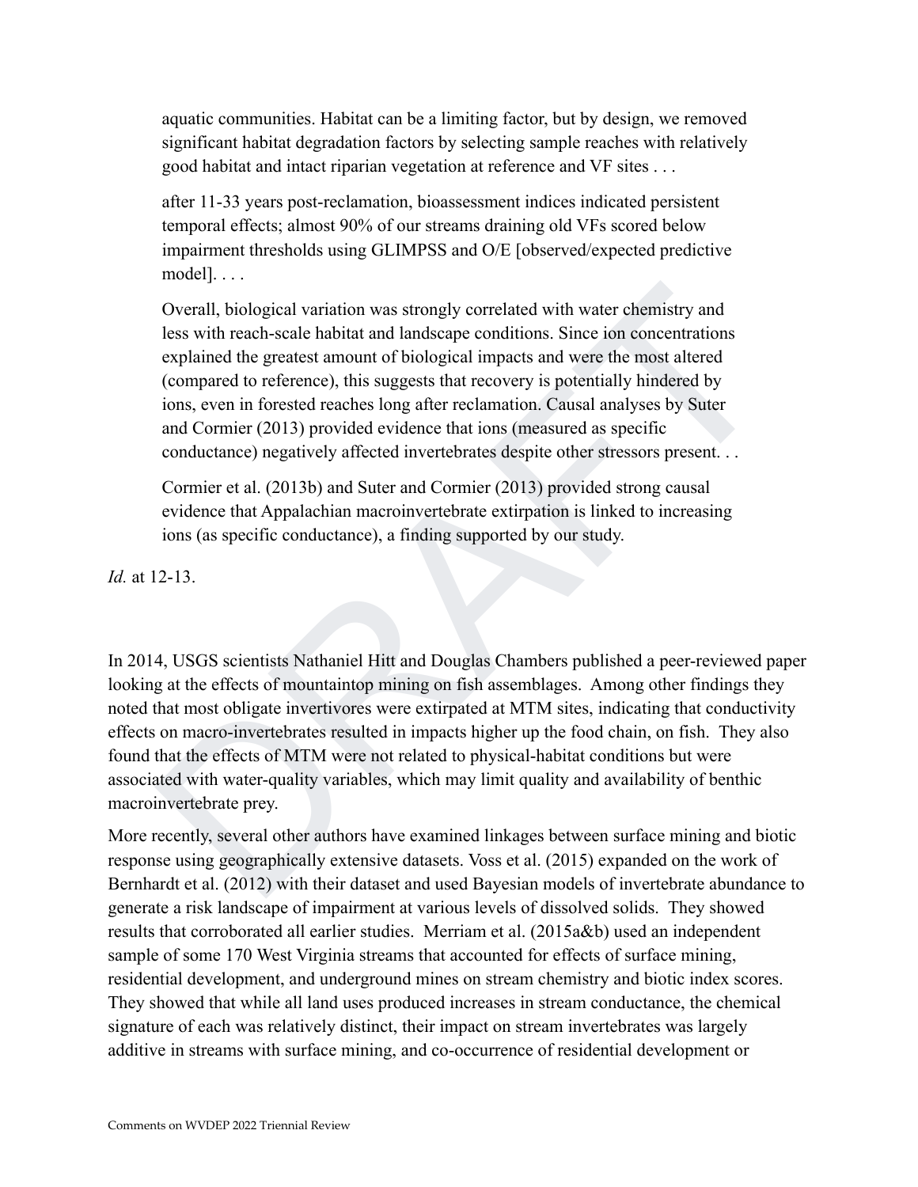> aquatic communities. Habitat can be a limiting factor, but by design, we removed significant habitat degradation factors by selecting sample reaches with relatively good habitat and intact riparian vegetation at reference and VF sites . . .
>
> after 11-33 years post-reclamation, bioassessment indices indicated persistent temporal effects; almost 90% of our streams draining old VFs scored below impairment thresholds using GLIMPSS and O/E [observed/expected predictive model]. . . .
>
> Overall, biological variation was strongly correlated with water chemistry and less with reach-scale habitat and landscape conditions. Since ion concentrations explained the greatest amount of biological impacts and were the most altered (compared to reference), this suggests that recovery is potentially hindered by ions, even in forested reaches long after reclamation. Causal analyses by Suter and Cormier (2013) provided evidence that ions (measured as specific conductance) negatively affected invertebrates despite other stressors present. . .
>
> Cormier et al. (2013b) and Suter and Cormier (2013) provided strong causal evidence that Appalachian macroinvertebrate extirpation is linked to increasing ions (as specific conductance), a finding supported by our study.

*Id.* at 12-13.

In 2014, USGS scientists Nathaniel Hitt and Douglas Chambers published a peer-reviewed paper looking at the effects of mountaintop mining on fish assemblages. Among other findings they noted that most obligate invertivores were extirpated at MTM sites, indicating that conductivity effects on macro-invertebrates resulted in impacts higher up the food chain, on fish. They also found that the effects of MTM were not related to physical-habitat conditions but were associated with water-quality variables, which may limit quality and availability of benthic macroinvertebrate prey.

More recently, several other authors have examined linkages between surface mining and biotic response using geographically extensive datasets. Voss et al. (2015) expanded on the work of Bernhardt et al. (2012) with their dataset and used Bayesian models of invertebrate abundance to generate a risk landscape of impairment at various levels of dissolved solids. They showed results that corroborated all earlier studies. Merriam et al. (2015a&b) used an independent sample of some 170 West Virginia streams that accounted for effects of surface mining, residential development, and underground mines on stream chemistry and biotic index scores. They showed that while all land uses produced increases in stream conductance, the chemical signature of each was relatively distinct, their impact on stream invertebrates was largely additive in streams with surface mining, and co-occurrence of residential development or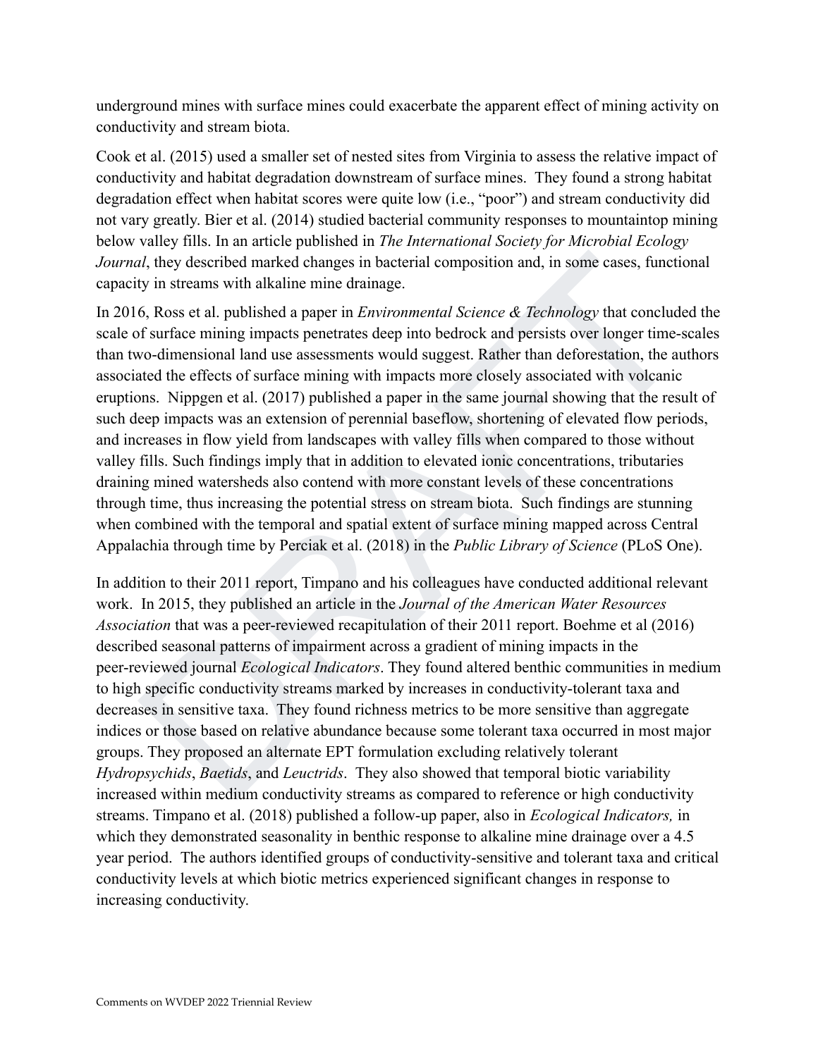underground mines with surface mines could exacerbate the apparent effect of mining activity on conductivity and stream biota.

Cook et al. (2015) used a smaller set of nested sites from Virginia to assess the relative impact of conductivity and habitat degradation downstream of surface mines. They found a strong habitat degradation effect when habitat scores were quite low (i.e., "poor") and stream conductivity did not vary greatly. Bier et al. (2014) studied bacterial community responses to mountaintop mining below valley fills. In an article published in *The International Society for Microbial Ecology Journal*, they described marked changes in bacterial composition and, in some cases, functional capacity in streams with alkaline mine drainage.

In 2016, Ross et al. published a paper in *Environmental Science & Technology* that concluded the scale of surface mining impacts penetrates deep into bedrock and persists over longer time-scales than two-dimensional land use assessments would suggest. Rather than deforestation, the authors associated the effects of surface mining with impacts more closely associated with volcanic eruptions. Nippgen et al. (2017) published a paper in the same journal showing that the result of such deep impacts was an extension of perennial baseflow, shortening of elevated flow periods, and increases in flow yield from landscapes with valley fills when compared to those without valley fills. Such findings imply that in addition to elevated ionic concentrations, tributaries draining mined watersheds also contend with more constant levels of these concentrations through time, thus increasing the potential stress on stream biota. Such findings are stunning when combined with the temporal and spatial extent of surface mining mapped across Central Appalachia through time by Perciak et al. (2018) in the *Public Library of Science* (PLoS One).

In addition to their 2011 report, Timpano and his colleagues have conducted additional relevant work. In 2015, they published an article in the *Journal of the American Water Resources Association* that was a peer-reviewed recapitulation of their 2011 report. Boehme et al (2016) described seasonal patterns of impairment across a gradient of mining impacts in the peer-reviewed journal *Ecological Indicators*. They found altered benthic communities in medium to high specific conductivity streams marked by increases in conductivity-tolerant taxa and decreases in sensitive taxa. They found richness metrics to be more sensitive than aggregate indices or those based on relative abundance because some tolerant taxa occurred in most major groups. They proposed an alternate EPT formulation excluding relatively tolerant *Hydropsychids*, *Baetids*, and *Leuctrids*. They also showed that temporal biotic variability increased within medium conductivity streams as compared to reference or high conductivity streams. Timpano et al. (2018) published a follow-up paper, also in *Ecological Indicators,* in which they demonstrated seasonality in benthic response to alkaline mine drainage over a 4.5 year period. The authors identified groups of conductivity-sensitive and tolerant taxa and critical conductivity levels at which biotic metrics experienced significant changes in response to increasing conductivity.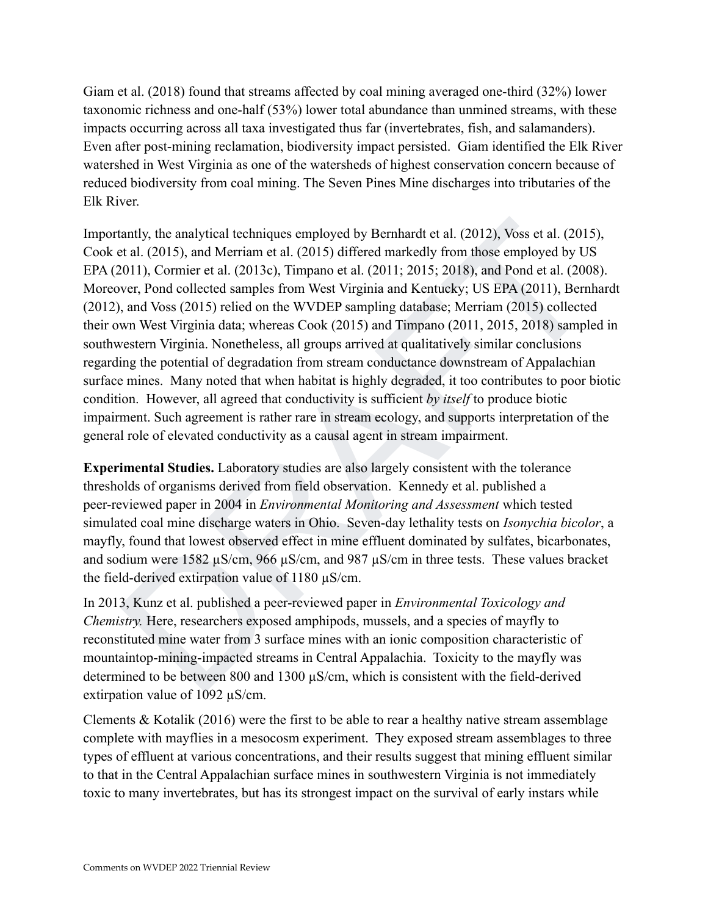Giam et al. (2018) found that streams affected by coal mining averaged one-third (32%) lower taxonomic richness and one-half (53%) lower total abundance than unmined streams, with these impacts occurring across all taxa investigated thus far (invertebrates, fish, and salamanders). Even after post-mining reclamation, biodiversity impact persisted. Giam identified the Elk River watershed in West Virginia as one of the watersheds of highest conservation concern because of reduced biodiversity from coal mining. The Seven Pines Mine discharges into tributaries of the Elk River.

Importantly, the analytical techniques employed by Bernhardt et al. (2012), Voss et al. (2015), Cook et al. (2015), and Merriam et al. (2015) differed markedly from those employed by US EPA (2011), Cormier et al. (2013c), Timpano et al. (2011; 2015; 2018), and Pond et al. (2008). Moreover, Pond collected samples from West Virginia and Kentucky; US EPA (2011), Bernhardt (2012), and Voss (2015) relied on the WVDEP sampling database; Merriam (2015) collected their own West Virginia data; whereas Cook (2015) and Timpano (2011, 2015, 2018) sampled in southwestern Virginia. Nonetheless, all groups arrived at qualitatively similar conclusions regarding the potential of degradation from stream conductance downstream of Appalachian surface mines. Many noted that when habitat is highly degraded, it too contributes to poor biotic condition. However, all agreed that conductivity is sufficient *by itself* to produce biotic impairment. Such agreement is rather rare in stream ecology, and supports interpretation of the general role of elevated conductivity as a causal agent in stream impairment.

**Experimental Studies.** Laboratory studies are also largely consistent with the tolerance thresholds of organisms derived from field observation. Kennedy et al. published a peer-reviewed paper in 2004 in *Environmental Monitoring and Assessment* which tested simulated coal mine discharge waters in Ohio. Seven-day lethality tests on *Isonychia bicolor*, a mayfly, found that lowest observed effect in mine effluent dominated by sulfates, bicarbonates, and sodium were 1582 µS/cm, 966 µS/cm, and 987 µS/cm in three tests. These values bracket the field-derived extirpation value of 1180 µS/cm.

In 2013, Kunz et al. published a peer-reviewed paper in *Environmental Toxicology and Chemistry.* Here, researchers exposed amphipods, mussels, and a species of mayfly to reconstituted mine water from 3 surface mines with an ionic composition characteristic of mountaintop-mining-impacted streams in Central Appalachia. Toxicity to the mayfly was determined to be between 800 and 1300 µS/cm, which is consistent with the field-derived extirpation value of 1092 µS/cm.

Clements & Kotalik (2016) were the first to be able to rear a healthy native stream assemblage complete with mayflies in a mesocosm experiment. They exposed stream assemblages to three types of effluent at various concentrations, and their results suggest that mining effluent similar to that in the Central Appalachian surface mines in southwestern Virginia is not immediately toxic to many invertebrates, but has its strongest impact on the survival of early instars while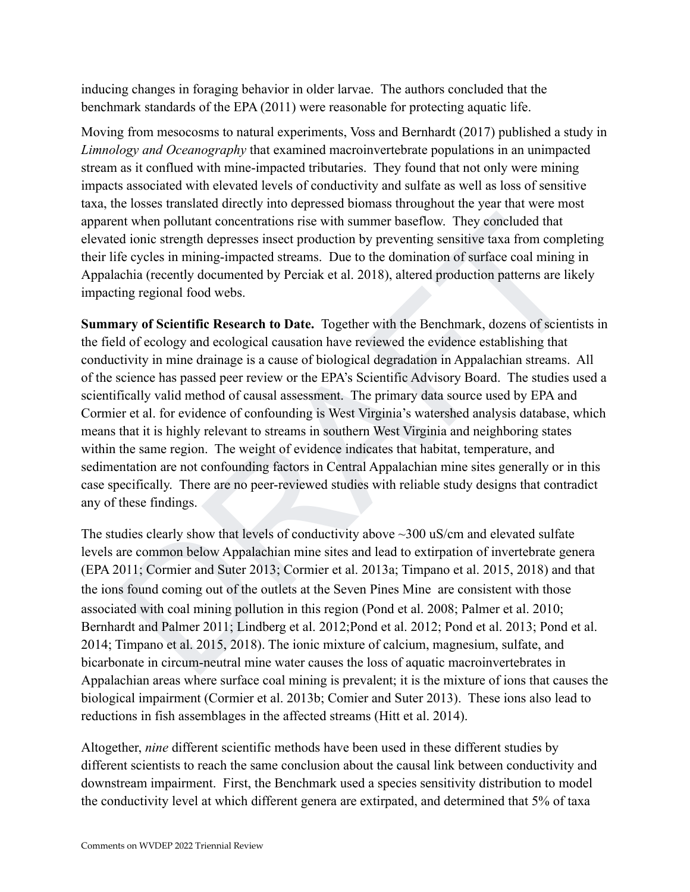inducing changes in foraging behavior in older larvae. The authors concluded that the benchmark standards of the EPA (2011) were reasonable for protecting aquatic life.

Moving from mesocosms to natural experiments, Voss and Bernhardt (2017) published a study in *Limnology and Oceanography* that examined macroinvertebrate populations in an unimpacted stream as it conflued with mine-impacted tributaries. They found that not only were mining impacts associated with elevated levels of conductivity and sulfate as well as loss of sensitive taxa, the losses translated directly into depressed biomass throughout the year that were most apparent when pollutant concentrations rise with summer baseflow. They concluded that elevated ionic strength depresses insect production by preventing sensitive taxa from completing their life cycles in mining-impacted streams. Due to the domination of surface coal mining in Appalachia (recently documented by Perciak et al. 2018), altered production patterns are likely impacting regional food webs.

**Summary of Scientific Research to Date.** Together with the Benchmark, dozens of scientists in the field of ecology and ecological causation have reviewed the evidence establishing that conductivity in mine drainage is a cause of biological degradation in Appalachian streams. All of the science has passed peer review or the EPA's Scientific Advisory Board. The studies used a scientifically valid method of causal assessment. The primary data source used by EPA and Cormier et al. for evidence of confounding is West Virginia's watershed analysis database, which means that it is highly relevant to streams in southern West Virginia and neighboring states within the same region. The weight of evidence indicates that habitat, temperature, and sedimentation are not confounding factors in Central Appalachian mine sites generally or in this case specifically. There are no peer-reviewed studies with reliable study designs that contradict any of these findings.

The studies clearly show that levels of conductivity above ~300 uS/cm and elevated sulfate levels are common below Appalachian mine sites and lead to extirpation of invertebrate genera (EPA 2011; Cormier and Suter 2013; Cormier et al. 2013a; Timpano et al. 2015, 2018) and that the ions found coming out of the outlets at the Seven Pines Mine are consistent with those associated with coal mining pollution in this region (Pond et al. 2008; Palmer et al. 2010; Bernhardt and Palmer 2011; Lindberg et al. 2012;Pond et al. 2012; Pond et al. 2013; Pond et al. 2014; Timpano et al. 2015, 2018). The ionic mixture of calcium, magnesium, sulfate, and bicarbonate in circum-neutral mine water causes the loss of aquatic macroinvertebrates in Appalachian areas where surface coal mining is prevalent; it is the mixture of ions that causes the biological impairment (Cormier et al. 2013b; Comier and Suter 2013). These ions also lead to reductions in fish assemblages in the affected streams (Hitt et al. 2014).

Altogether, *nine* different scientific methods have been used in these different studies by different scientists to reach the same conclusion about the causal link between conductivity and downstream impairment. First, the Benchmark used a species sensitivity distribution to model the conductivity level at which different genera are extirpated, and determined that 5% of taxa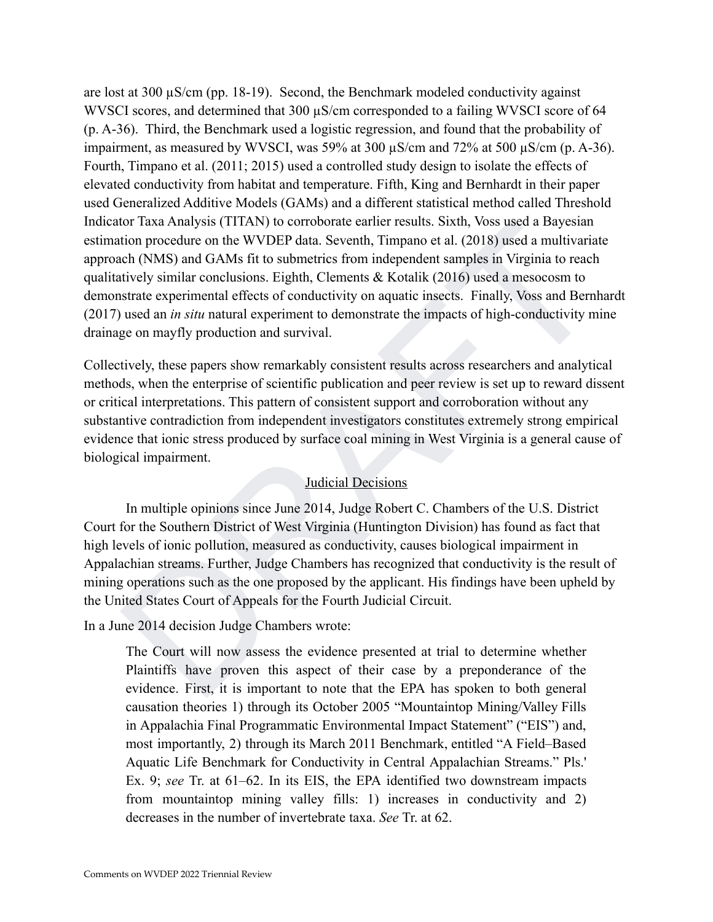are lost at 300 µS/cm (pp. 18-19). Second, the Benchmark modeled conductivity against WVSCI scores, and determined that 300 µS/cm corresponded to a failing WVSCI score of 64 (p. A-36). Third, the Benchmark used a logistic regression, and found that the probability of impairment, as measured by WVSCI, was 59% at 300 µS/cm and 72% at 500 µS/cm (p. A-36). Fourth, Timpano et al. (2011; 2015) used a controlled study design to isolate the effects of elevated conductivity from habitat and temperature. Fifth, King and Bernhardt in their paper used Generalized Additive Models (GAMs) and a different statistical method called Threshold Indicator Taxa Analysis (TITAN) to corroborate earlier results. Sixth, Voss used a Bayesian estimation procedure on the WVDEP data. Seventh, Timpano et al. (2018) used a multivariate approach (NMS) and GAMs fit to submetrics from independent samples in Virginia to reach qualitatively similar conclusions. Eighth, Clements & Kotalik (2016) used a mesocosm to demonstrate experimental effects of conductivity on aquatic insects. Finally, Voss and Bernhardt (2017) used an *in situ* natural experiment to demonstrate the impacts of high-conductivity mine drainage on mayfly production and survival.

Collectively, these papers show remarkably consistent results across researchers and analytical methods, when the enterprise of scientific publication and peer review is set up to reward dissent or critical interpretations. This pattern of consistent support and corroboration without any substantive contradiction from independent investigators constitutes extremely strong empirical evidence that ionic stress produced by surface coal mining in West Virginia is a general cause of biological impairment.

## Judicial Decisions

In multiple opinions since June 2014, Judge Robert C. Chambers of the U.S. District Court for the Southern District of West Virginia (Huntington Division) has found as fact that high levels of ionic pollution, measured as conductivity, causes biological impairment in Appalachian streams. Further, Judge Chambers has recognized that conductivity is the result of mining operations such as the one proposed by the applicant. His findings have been upheld by the United States Court of Appeals for the Fourth Judicial Circuit.

In a June 2014 decision Judge Chambers wrote:

> The Court will now assess the evidence presented at trial to determine whether Plaintiffs have proven this aspect of their case by a preponderance of the evidence. First, it is important to note that the EPA has spoken to both general causation theories 1) through its October 2005 "Mountaintop Mining/Valley Fills in Appalachia Final Programmatic Environmental Impact Statement" ("EIS") and, most importantly, 2) through its March 2011 Benchmark, entitled "A Field–Based Aquatic Life Benchmark for Conductivity in Central Appalachian Streams." Pls.' Ex. 9; *see* Tr. at 61–62. In its EIS, the EPA identified two downstream impacts from mountaintop mining valley fills: 1) increases in conductivity and 2) decreases in the number of invertebrate taxa. *See* Tr. at 62.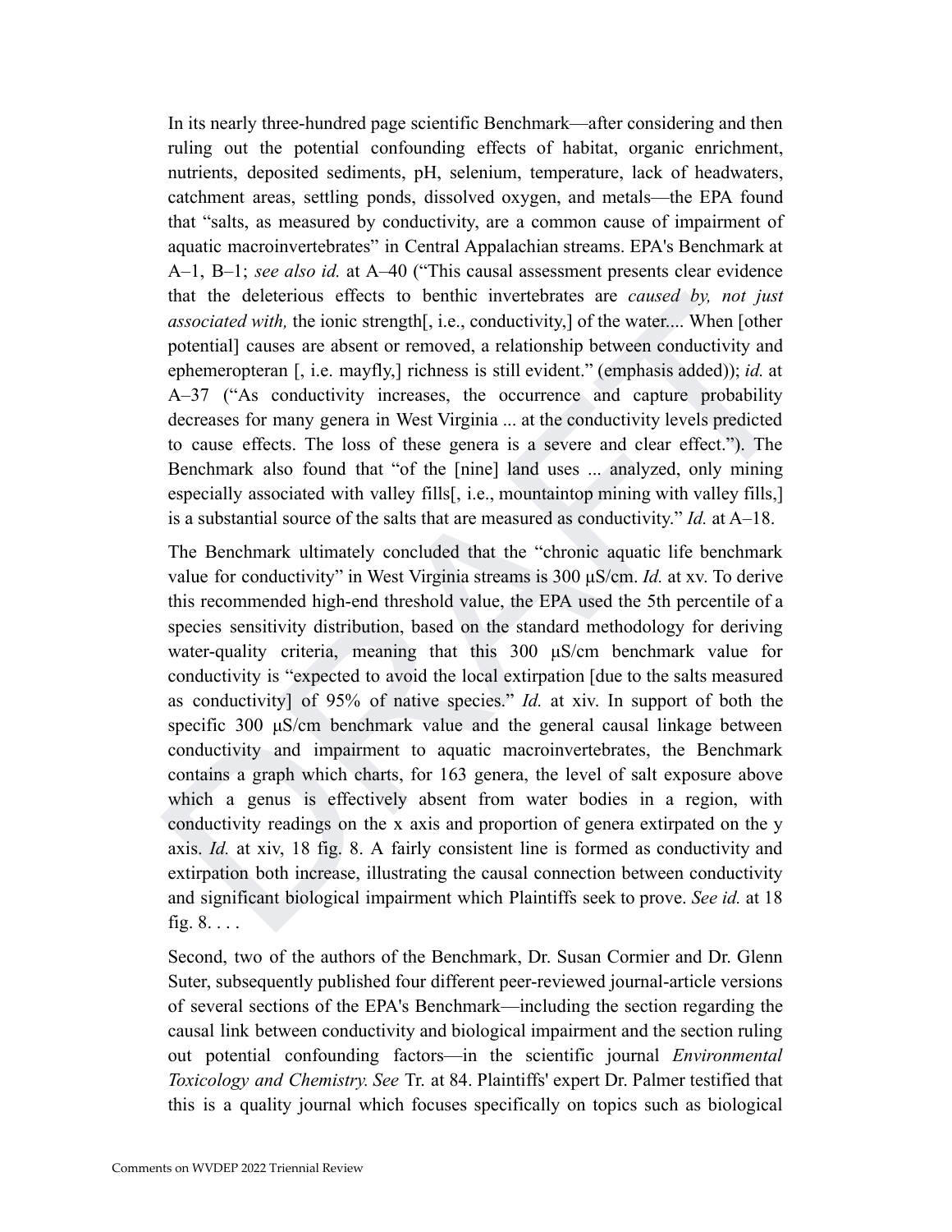In its nearly three-hundred page scientific Benchmark—after considering and then ruling out the potential confounding effects of habitat, organic enrichment, nutrients, deposited sediments, pH, selenium, temperature, lack of headwaters, catchment areas, settling ponds, dissolved oxygen, and metals—the EPA found that "salts, as measured by conductivity, are a common cause of impairment of aquatic macroinvertebrates" in Central Appalachian streams. EPA's Benchmark at A–1, B–1; *see also id.* at A–40 ("This causal assessment presents clear evidence that the deleterious effects to benthic invertebrates are *caused by, not just associated with,* the ionic strength[, i.e., conductivity,] of the water.... When [other potential] causes are absent or removed, a relationship between conductivity and ephemeropteran [, i.e. mayfly,] richness is still evident." (emphasis added)); *id.* at A–37 ("As conductivity increases, the occurrence and capture probability decreases for many genera in West Virginia ... at the conductivity levels predicted to cause effects. The loss of these genera is a severe and clear effect."). The Benchmark also found that "of the [nine] land uses ... analyzed, only mining especially associated with valley fills[, i.e., mountaintop mining with valley fills,] is a substantial source of the salts that are measured as conductivity." *Id.* at A–18.

The Benchmark ultimately concluded that the "chronic aquatic life benchmark value for conductivity" in West Virginia streams is 300 μS/cm. *Id.* at xv. To derive this recommended high-end threshold value, the EPA used the 5th percentile of a species sensitivity distribution, based on the standard methodology for deriving water-quality criteria, meaning that this 300 μS/cm benchmark value for conductivity is "expected to avoid the local extirpation [due to the salts measured as conductivity] of 95% of native species." *Id.* at xiv. In support of both the specific 300 μS/cm benchmark value and the general causal linkage between conductivity and impairment to aquatic macroinvertebrates, the Benchmark contains a graph which charts, for 163 genera, the level of salt exposure above which a genus is effectively absent from water bodies in a region, with conductivity readings on the x axis and proportion of genera extirpated on the y axis. *Id.* at xiv, 18 fig. 8. A fairly consistent line is formed as conductivity and extirpation both increase, illustrating the causal connection between conductivity and significant biological impairment which Plaintiffs seek to prove. *See id.* at 18 fig. 8. . . .

Second, two of the authors of the Benchmark, Dr. Susan Cormier and Dr. Glenn Suter, subsequently published four different peer-reviewed journal-article versions of several sections of the EPA's Benchmark—including the section regarding the causal link between conductivity and biological impairment and the section ruling out potential confounding factors—in the scientific journal *Environmental Toxicology and Chemistry. See* Tr. at 84. Plaintiffs' expert Dr. Palmer testified that this is a quality journal which focuses specifically on topics such as biological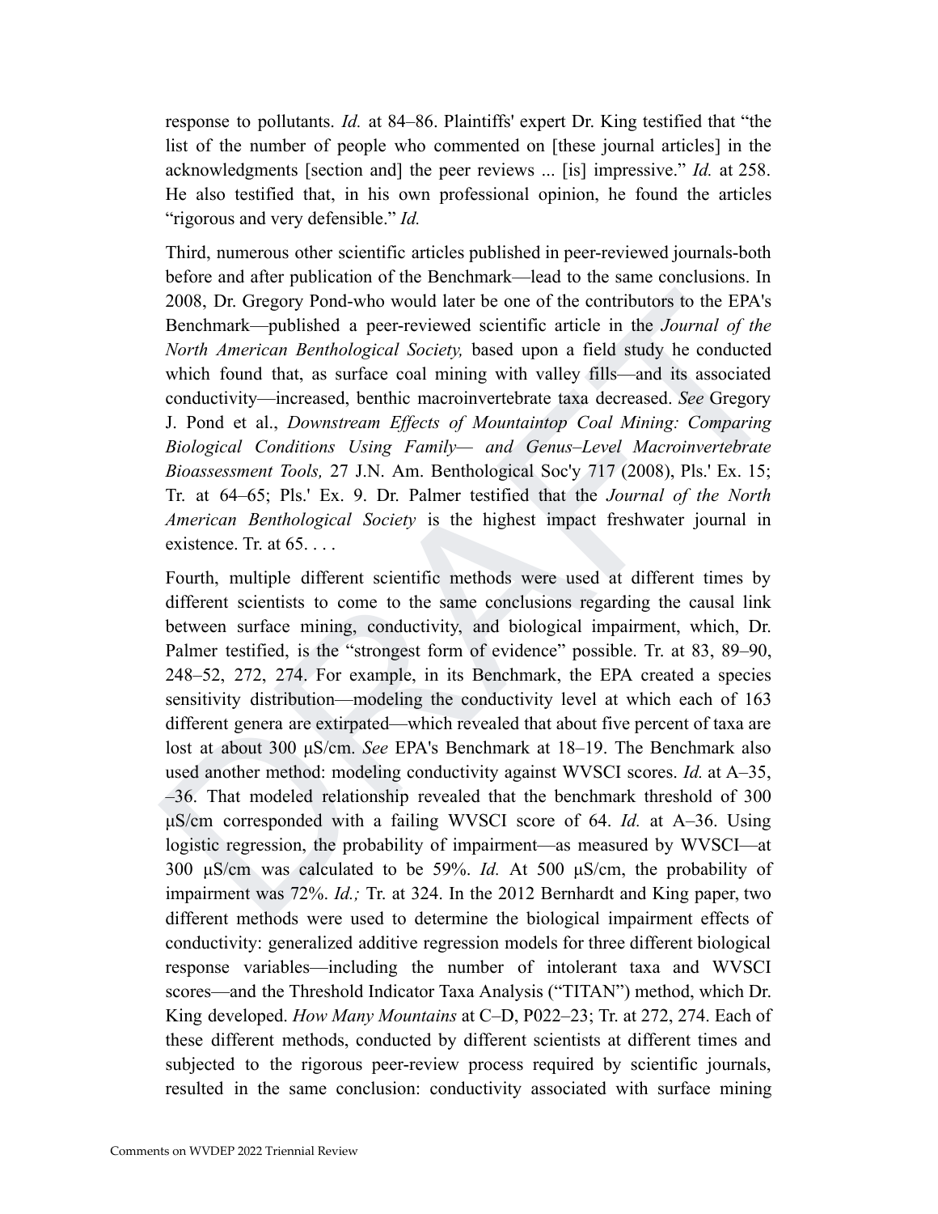response to pollutants. *Id.* at 84–86. Plaintiffs' expert Dr. King testified that "the list of the number of people who commented on [these journal articles] in the acknowledgments [section and] the peer reviews ... [is] impressive." *Id.* at 258. He also testified that, in his own professional opinion, he found the articles "rigorous and very defensible." *Id.*

Third, numerous other scientific articles published in peer-reviewed journals-both before and after publication of the Benchmark—lead to the same conclusions. In 2008, Dr. Gregory Pond-who would later be one of the contributors to the EPA's Benchmark—published a peer-reviewed scientific article in the *Journal of the North American Benthological Society,* based upon a field study he conducted which found that, as surface coal mining with valley fills—and its associated conductivity—increased, benthic macroinvertebrate taxa decreased. *See* Gregory J. Pond et al., *Downstream Effects of Mountaintop Coal Mining: Comparing Biological Conditions Using Family— and Genus–Level Macroinvertebrate Bioassessment Tools,* 27 J.N. Am. Benthological Soc'y 717 (2008), Pls.' Ex. 15; Tr. at 64–65; Pls.' Ex. 9. Dr. Palmer testified that the *Journal of the North American Benthological Society* is the highest impact freshwater journal in existence. Tr. at 65. . . .

Fourth, multiple different scientific methods were used at different times by different scientists to come to the same conclusions regarding the causal link between surface mining, conductivity, and biological impairment, which, Dr. Palmer testified, is the "strongest form of evidence" possible. Tr. at 83, 89–90, 248–52, 272, 274. For example, in its Benchmark, the EPA created a species sensitivity distribution—modeling the conductivity level at which each of 163 different genera are extirpated—which revealed that about five percent of taxa are lost at about 300 µS/cm. *See* EPA's Benchmark at 18–19. The Benchmark also used another method: modeling conductivity against WVSCI scores. *Id.* at A–35, –36. That modeled relationship revealed that the benchmark threshold of 300 µS/cm corresponded with a failing WVSCI score of 64. *Id.* at A–36. Using logistic regression, the probability of impairment—as measured by WVSCI—at 300 µS/cm was calculated to be 59%. *Id.* At 500 µS/cm, the probability of impairment was 72%. *Id.;* Tr. at 324. In the 2012 Bernhardt and King paper, two different methods were used to determine the biological impairment effects of conductivity: generalized additive regression models for three different biological response variables—including the number of intolerant taxa and WVSCI scores—and the Threshold Indicator Taxa Analysis ("TITAN") method, which Dr. King developed. *How Many Mountains* at C–D, P022–23; Tr. at 272, 274. Each of these different methods, conducted by different scientists at different times and subjected to the rigorous peer-review process required by scientific journals, resulted in the same conclusion: conductivity associated with surface mining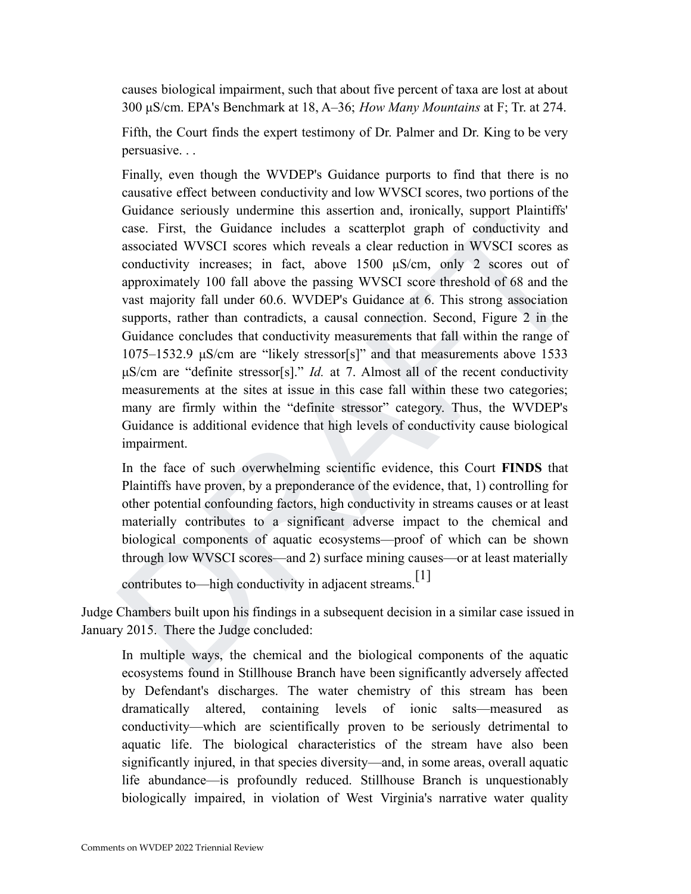> causes biological impairment, such that about five percent of taxa are lost at about 300 μS/cm. EPA's Benchmark at 18, A–36; *How Many Mountains* at F; Tr. at 274.
>
> Fifth, the Court finds the expert testimony of Dr. Palmer and Dr. King to be very persuasive. . .
>
> Finally, even though the WVDEP's Guidance purports to find that there is no causative effect between conductivity and low WVSCI scores, two portions of the Guidance seriously undermine this assertion and, ironically, support Plaintiffs' case. First, the Guidance includes a scatterplot graph of conductivity and associated WVSCI scores which reveals a clear reduction in WVSCI scores as conductivity increases; in fact, above 1500 μS/cm, only 2 scores out of approximately 100 fall above the passing WVSCI score threshold of 68 and the vast majority fall under 60.6. WVDEP's Guidance at 6. This strong association supports, rather than contradicts, a causal connection. Second, Figure 2 in the Guidance concludes that conductivity measurements that fall within the range of 1075–1532.9 μS/cm are "likely stressor[s]" and that measurements above 1533 μS/cm are "definite stressor[s]." *Id.* at 7. Almost all of the recent conductivity measurements at the sites at issue in this case fall within these two categories; many are firmly within the "definite stressor" category. Thus, the WVDEP's Guidance is additional evidence that high levels of conductivity cause biological impairment.
>
> In the face of such overwhelming scientific evidence, this Court **FINDS** that Plaintiffs have proven, by a preponderance of the evidence, that, 1) controlling for other potential confounding factors, high conductivity in streams causes or at least materially contributes to a significant adverse impact to the chemical and biological components of aquatic ecosystems—proof of which can be shown through low WVSCI scores—and 2) surface mining causes—or at least materially contributes to—high conductivity in adjacent streams.[1]

Judge Chambers built upon his findings in a subsequent decision in a similar case issued in January 2015. There the Judge concluded:

> In multiple ways, the chemical and the biological components of the aquatic ecosystems found in Stillhouse Branch have been significantly adversely affected by Defendant's discharges. The water chemistry of this stream has been dramatically altered, containing levels of ionic salts—measured as conductivity—which are scientifically proven to be seriously detrimental to aquatic life. The biological characteristics of the stream have also been significantly injured, in that species diversity—and, in some areas, overall aquatic life abundance—is profoundly reduced. Stillhouse Branch is unquestionably biologically impaired, in violation of West Virginia's narrative water quality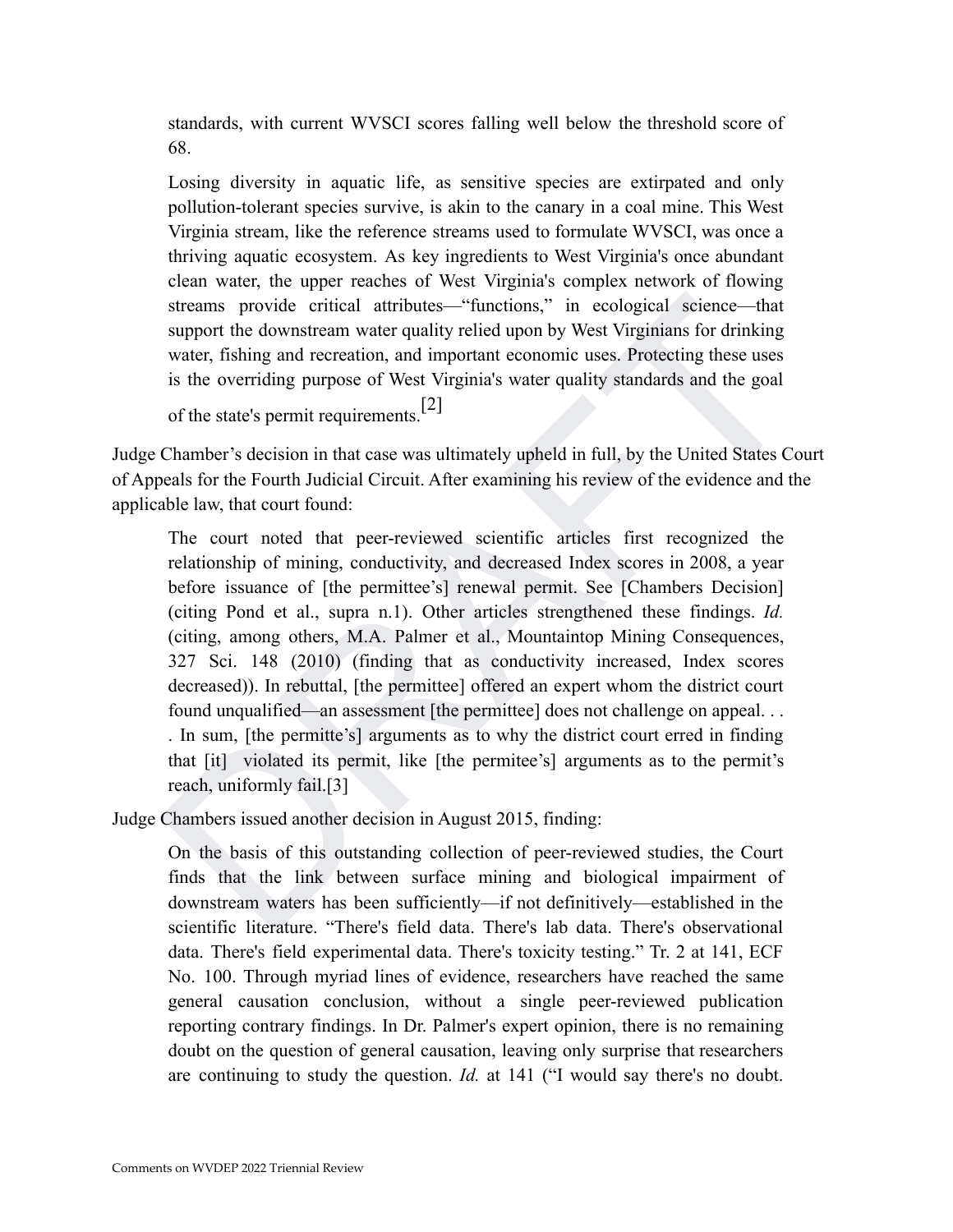standards, with current WVSCI scores falling well below the threshold score of 68.

> Losing diversity in aquatic life, as sensitive species are extirpated and only pollution-tolerant species survive, is akin to the canary in a coal mine. This West Virginia stream, like the reference streams used to formulate WVSCI, was once a thriving aquatic ecosystem. As key ingredients to West Virginia's once abundant clean water, the upper reaches of West Virginia's complex network of flowing streams provide critical attributes—"functions," in ecological science—that support the downstream water quality relied upon by West Virginians for drinking water, fishing and recreation, and important economic uses. Protecting these uses is the overriding purpose of West Virginia's water quality standards and the goal of the state's permit requirements.[2]

Judge Chamber's decision in that case was ultimately upheld in full, by the United States Court of Appeals for the Fourth Judicial Circuit. After examining his review of the evidence and the applicable law, that court found:

> The court noted that peer-reviewed scientific articles first recognized the relationship of mining, conductivity, and decreased Index scores in 2008, a year before issuance of [the permittee's] renewal permit. See [Chambers Decision] (citing Pond et al., supra n.1). Other articles strengthened these findings. *Id.* (citing, among others, M.A. Palmer et al., Mountaintop Mining Consequences, 327 Sci. 148 (2010) (finding that as conductivity increased, Index scores decreased)). In rebuttal, [the permittee] offered an expert whom the district court found unqualified—an assessment [the permittee] does not challenge on appeal. . . . In sum, [the permitte's] arguments as to why the district court erred in finding that [it] violated its permit, like [the permitee's] arguments as to the permit's reach, uniformly fail.[3]

Judge Chambers issued another decision in August 2015, finding:

> On the basis of this outstanding collection of peer-reviewed studies, the Court finds that the link between surface mining and biological impairment of downstream waters has been sufficiently—if not definitively—established in the scientific literature. "There's field data. There's lab data. There's observational data. There's field experimental data. There's toxicity testing." Tr. 2 at 141, ECF No. 100. Through myriad lines of evidence, researchers have reached the same general causation conclusion, without a single peer-reviewed publication reporting contrary findings. In Dr. Palmer's expert opinion, there is no remaining doubt on the question of general causation, leaving only surprise that researchers are continuing to study the question. *Id.* at 141 ("I would say there's no doubt.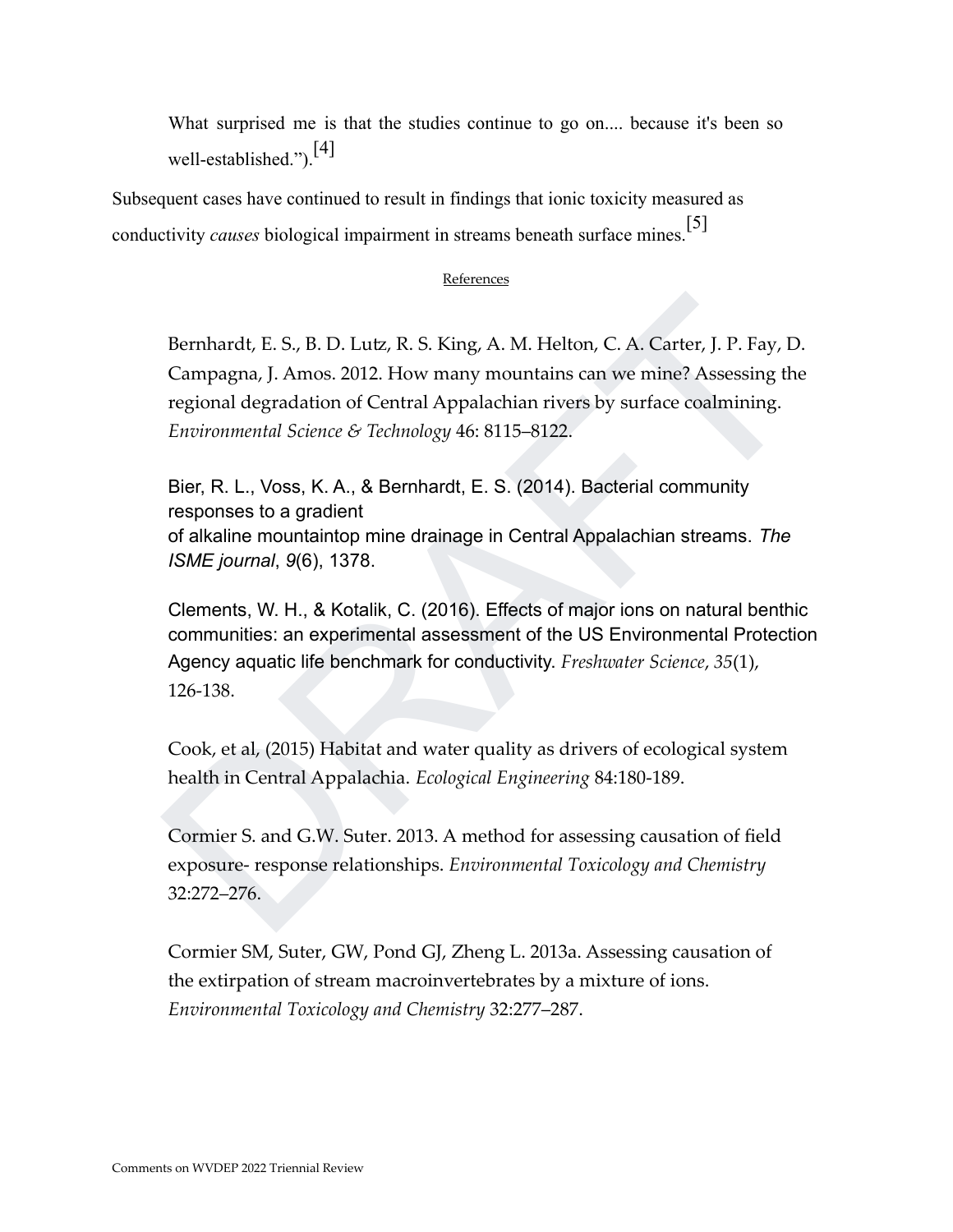What surprised me is that the studies continue to go on.... because it's been so well-established.").[4]

Subsequent cases have continued to result in findings that ionic toxicity measured as conductivity *causes* biological impairment in streams beneath surface mines.[5]

References

Bernhardt, E. S., B. D. Lutz, R. S. King, A. M. Helton, C. A. Carter, J. P. Fay, D. Campagna, J. Amos. 2012. How many mountains can we mine? Assessing the regional degradation of Central Appalachian rivers by surface coalmining. *Environmental Science & Technology* 46: 8115–8122.

Bier, R. L., Voss, K. A., & Bernhardt, E. S. (2014). Bacterial community responses to a gradient of alkaline mountaintop mine drainage in Central Appalachian streams. *The ISME journal*, *9*(6), 1378.

Clements, W. H., & Kotalik, C. (2016). Effects of major ions on natural benthic communities: an experimental assessment of the US Environmental Protection Agency aquatic life benchmark for conductivity. *Freshwater Science*, *35*(1), 126-138.

Cook, et al, (2015) Habitat and water quality as drivers of ecological system health in Central Appalachia. *Ecological Engineering* 84:180-189.

Cormier S. and G.W. Suter. 2013. A method for assessing causation of field exposure- response relationships. *Environmental Toxicology and Chemistry* 32:272–276.

Cormier SM, Suter, GW, Pond GJ, Zheng L. 2013a. Assessing causation of the extirpation of stream macroinvertebrates by a mixture of ions. *Environmental Toxicology and Chemistry* 32:277–287.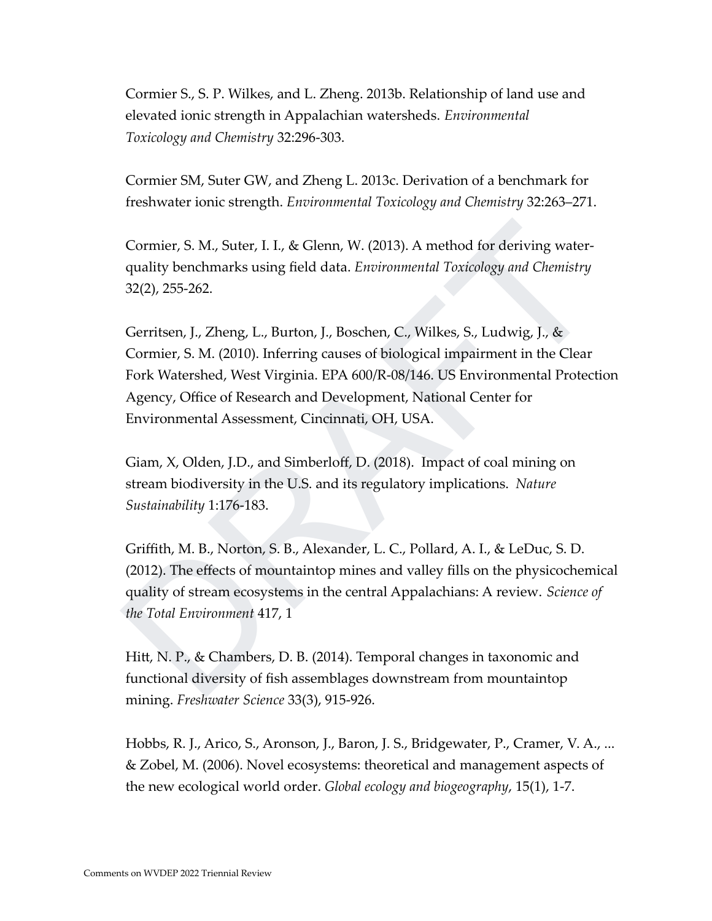Cormier S., S. P. Wilkes, and L. Zheng. 2013b. Relationship of land use and elevated ionic strength in Appalachian watersheds. *Environmental Toxicology and Chemistry* 32:296-303.

Cormier SM, Suter GW, and Zheng L. 2013c. Derivation of a benchmark for freshwater ionic strength. *Environmental Toxicology and Chemistry* 32:263–271.

Cormier, S. M., Suter, I. I., & Glenn, W. (2013). A method for deriving water-quality benchmarks using field data. *Environmental Toxicology and Chemistry* 32(2), 255-262.

Gerritsen, J., Zheng, L., Burton, J., Boschen, C., Wilkes, S., Ludwig, J., & Cormier, S. M. (2010). Inferring causes of biological impairment in the Clear Fork Watershed, West Virginia. EPA 600/R-08/146. US Environmental Protection Agency, Office of Research and Development, National Center for Environmental Assessment, Cincinnati, OH, USA.

Giam, X, Olden, J.D., and Simberloff, D. (2018). Impact of coal mining on stream biodiversity in the U.S. and its regulatory implications. *Nature Sustainability* 1:176-183.

Griffith, M. B., Norton, S. B., Alexander, L. C., Pollard, A. I., & LeDuc, S. D. (2012). The effects of mountaintop mines and valley fills on the physicochemical quality of stream ecosystems in the central Appalachians: A review. *Science of the Total Environment* 417, 1

Hitt, N. P., & Chambers, D. B. (2014). Temporal changes in taxonomic and functional diversity of fish assemblages downstream from mountaintop mining. *Freshwater Science* 33(3), 915-926.

Hobbs, R. J., Arico, S., Aronson, J., Baron, J. S., Bridgewater, P., Cramer, V. A., ... & Zobel, M. (2006). Novel ecosystems: theoretical and management aspects of the new ecological world order. *Global ecology and biogeography*, 15(1), 1-7.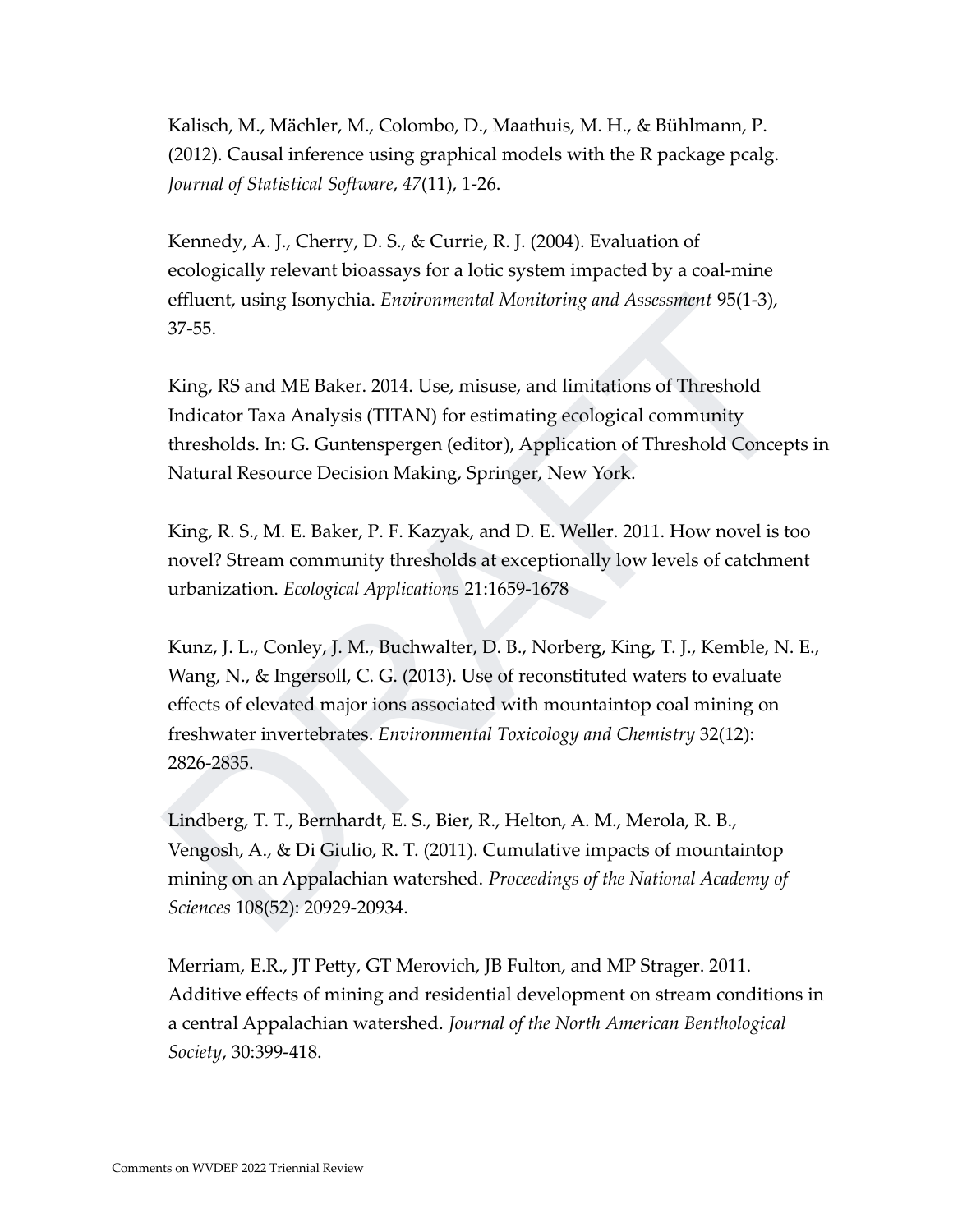Kalisch, M., Mächler, M., Colombo, D., Maathuis, M. H., & Bühlmann, P. (2012). Causal inference using graphical models with the R package pcalg. *Journal of Statistical Software*, *47*(11), 1-26.

Kennedy, A. J., Cherry, D. S., & Currie, R. J. (2004). Evaluation of ecologically relevant bioassays for a lotic system impacted by a coal-mine effluent, using Isonychia. *Environmental Monitoring and Assessment* 95(1-3), 37-55.

King, RS and ME Baker. 2014. Use, misuse, and limitations of Threshold Indicator Taxa Analysis (TITAN) for estimating ecological community thresholds. In: G. Guntenspergen (editor), Application of Threshold Concepts in Natural Resource Decision Making, Springer, New York.

King, R. S., M. E. Baker, P. F. Kazyak, and D. E. Weller. 2011. How novel is too novel? Stream community thresholds at exceptionally low levels of catchment urbanization. *Ecological Applications* 21:1659-1678

Kunz, J. L., Conley, J. M., Buchwalter, D. B., Norberg, King, T. J., Kemble, N. E., Wang, N., & Ingersoll, C. G. (2013). Use of reconstituted waters to evaluate effects of elevated major ions associated with mountaintop coal mining on freshwater invertebrates. *Environmental Toxicology and Chemistry* 32(12): 2826-2835.

Lindberg, T. T., Bernhardt, E. S., Bier, R., Helton, A. M., Merola, R. B., Vengosh, A., & Di Giulio, R. T. (2011). Cumulative impacts of mountaintop mining on an Appalachian watershed. *Proceedings of the National Academy of Sciences* 108(52): 20929-20934.

Merriam, E.R., JT Petty, GT Merovich, JB Fulton, and MP Strager. 2011. Additive effects of mining and residential development on stream conditions in a central Appalachian watershed. *Journal of the North American Benthological Society*, 30:399-418.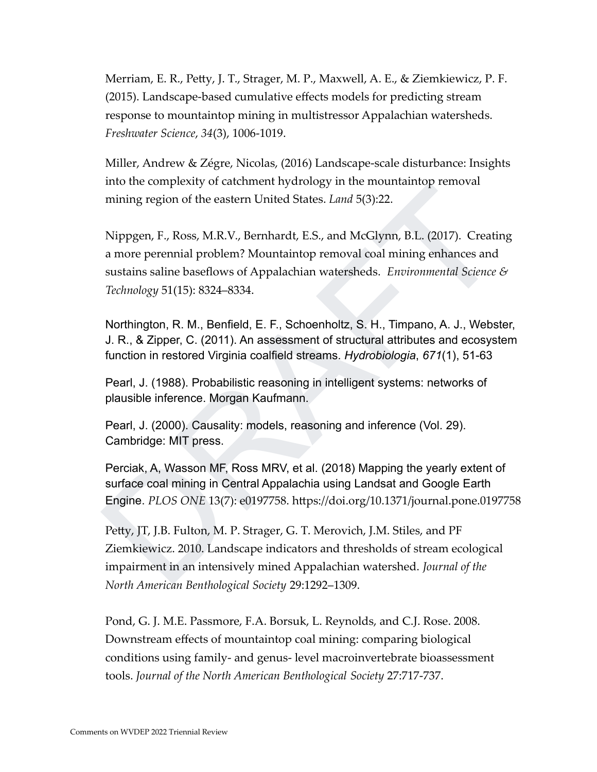Merriam, E. R., Petty, J. T., Strager, M. P., Maxwell, A. E., & Ziemkiewicz, P. F. (2015). Landscape-based cumulative effects models for predicting stream response to mountaintop mining in multistressor Appalachian watersheds. *Freshwater Science*, *34*(3), 1006-1019.

Miller, Andrew & Zégre, Nicolas, (2016) Landscape-scale disturbance: Insights into the complexity of catchment hydrology in the mountaintop removal mining region of the eastern United States. *Land* 5(3):22.

Nippgen, F., Ross, M.R.V., Bernhardt, E.S., and McGlynn, B.L. (2017). Creating a more perennial problem? Mountaintop removal coal mining enhances and sustains saline baseflows of Appalachian watersheds. *Environmental Science & Technology* 51(15): 8324–8334.

Northington, R. M., Benfield, E. F., Schoenholtz, S. H., Timpano, A. J., Webster, J. R., & Zipper, C. (2011). An assessment of structural attributes and ecosystem function in restored Virginia coalfield streams. *Hydrobiologia*, *671*(1), 51-63

Pearl, J. (1988). Probabilistic reasoning in intelligent systems: networks of plausible inference. Morgan Kaufmann.

Pearl, J. (2000). Causality: models, reasoning and inference (Vol. 29). Cambridge: MIT press.

Perciak, A, Wasson MF, Ross MRV, et al. (2018) Mapping the yearly extent of surface coal mining in Central Appalachia using Landsat and Google Earth Engine. *PLOS ONE* 13(7): e0197758. https://doi.org/10.1371/journal.pone.0197758

Petty, JT, J.B. Fulton, M. P. Strager, G. T. Merovich, J.M. Stiles, and PF Ziemkiewicz. 2010. Landscape indicators and thresholds of stream ecological impairment in an intensively mined Appalachian watershed. *Journal of the North American Benthological Society* 29:1292–1309.

Pond, G. J. M.E. Passmore, F.A. Borsuk, L. Reynolds, and C.J. Rose. 2008. Downstream effects of mountaintop coal mining: comparing biological conditions using family- and genus- level macroinvertebrate bioassessment tools. *Journal of the North American Benthological Society* 27:717-737.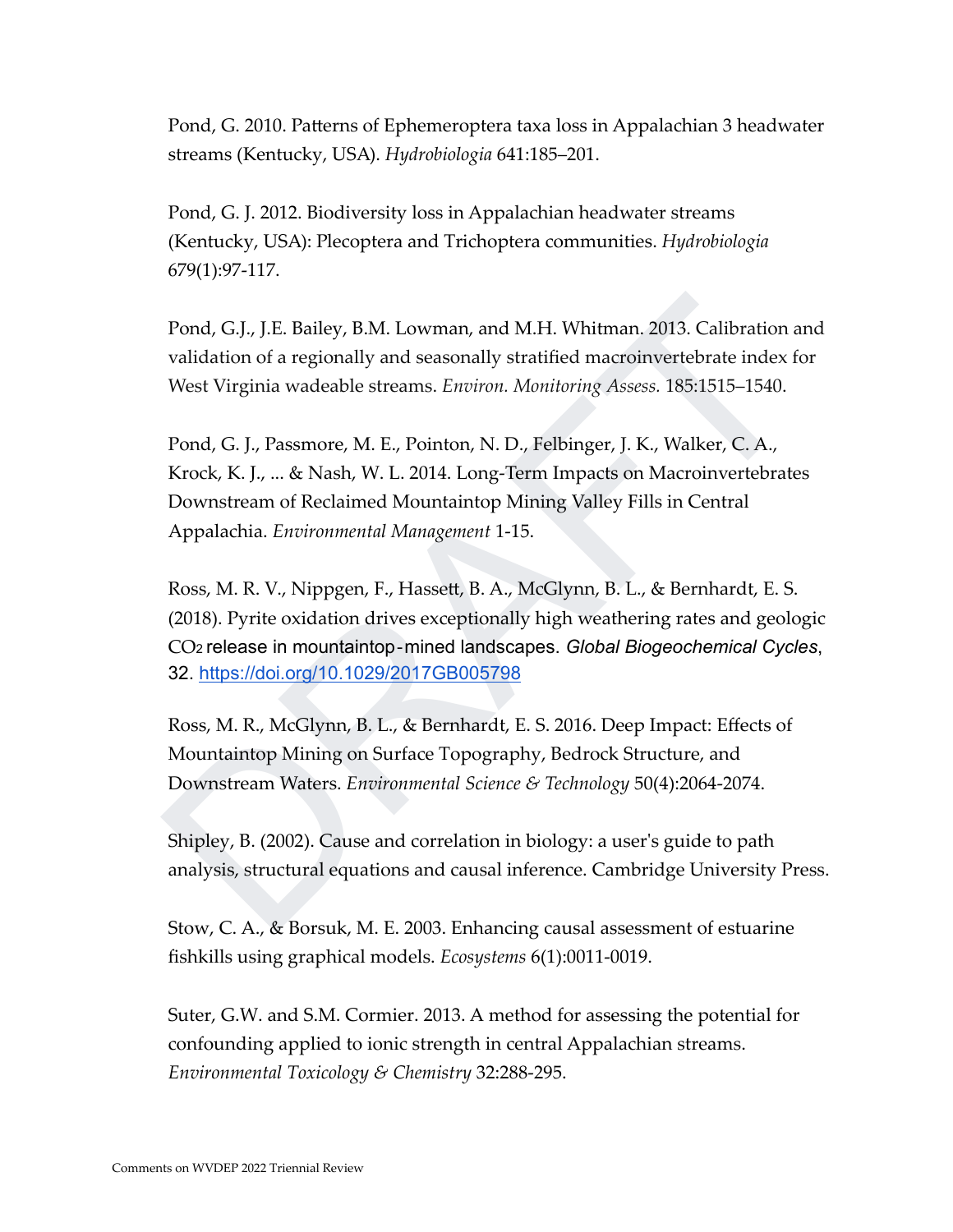Pond, G. 2010. Patterns of Ephemeroptera taxa loss in Appalachian 3 headwater streams (Kentucky, USA). *Hydrobiologia* 641:185–201.

Pond, G. J. 2012. Biodiversity loss in Appalachian headwater streams (Kentucky, USA): Plecoptera and Trichoptera communities. *Hydrobiologia* 679(1):97-117.

Pond, G.J., J.E. Bailey, B.M. Lowman, and M.H. Whitman. 2013. Calibration and validation of a regionally and seasonally stratified macroinvertebrate index for West Virginia wadeable streams. *Environ. Monitoring Assess.* 185:1515–1540.

Pond, G. J., Passmore, M. E., Pointon, N. D., Felbinger, J. K., Walker, C. A., Krock, K. J., ... & Nash, W. L. 2014. Long-Term Impacts on Macroinvertebrates Downstream of Reclaimed Mountaintop Mining Valley Fills in Central Appalachia. *Environmental Management* 1-15.

Ross, M. R. V., Nippgen, F., Hassett, B. A., McGlynn, B. L., & Bernhardt, E. S. (2018). Pyrite oxidation drives exceptionally high weathering rates and geologic $CO_2$ release in mountaintop-mined landscapes. *Global Biogeochemical Cycles*, 32. https://doi.org/10.1029/2017GB005798

Ross, M. R., McGlynn, B. L., & Bernhardt, E. S. 2016. Deep Impact: Effects of Mountaintop Mining on Surface Topography, Bedrock Structure, and Downstream Waters. *Environmental Science & Technology* 50(4):2064-2074.

Shipley, B. (2002). Cause and correlation in biology: a user's guide to path analysis, structural equations and causal inference. Cambridge University Press.

Stow, C. A., & Borsuk, M. E. 2003. Enhancing causal assessment of estuarine fishkills using graphical models. *Ecosystems* 6(1):0011-0019.

Suter, G.W. and S.M. Cormier. 2013. A method for assessing the potential for confounding applied to ionic strength in central Appalachian streams. *Environmental Toxicology & Chemistry* 32:288-295.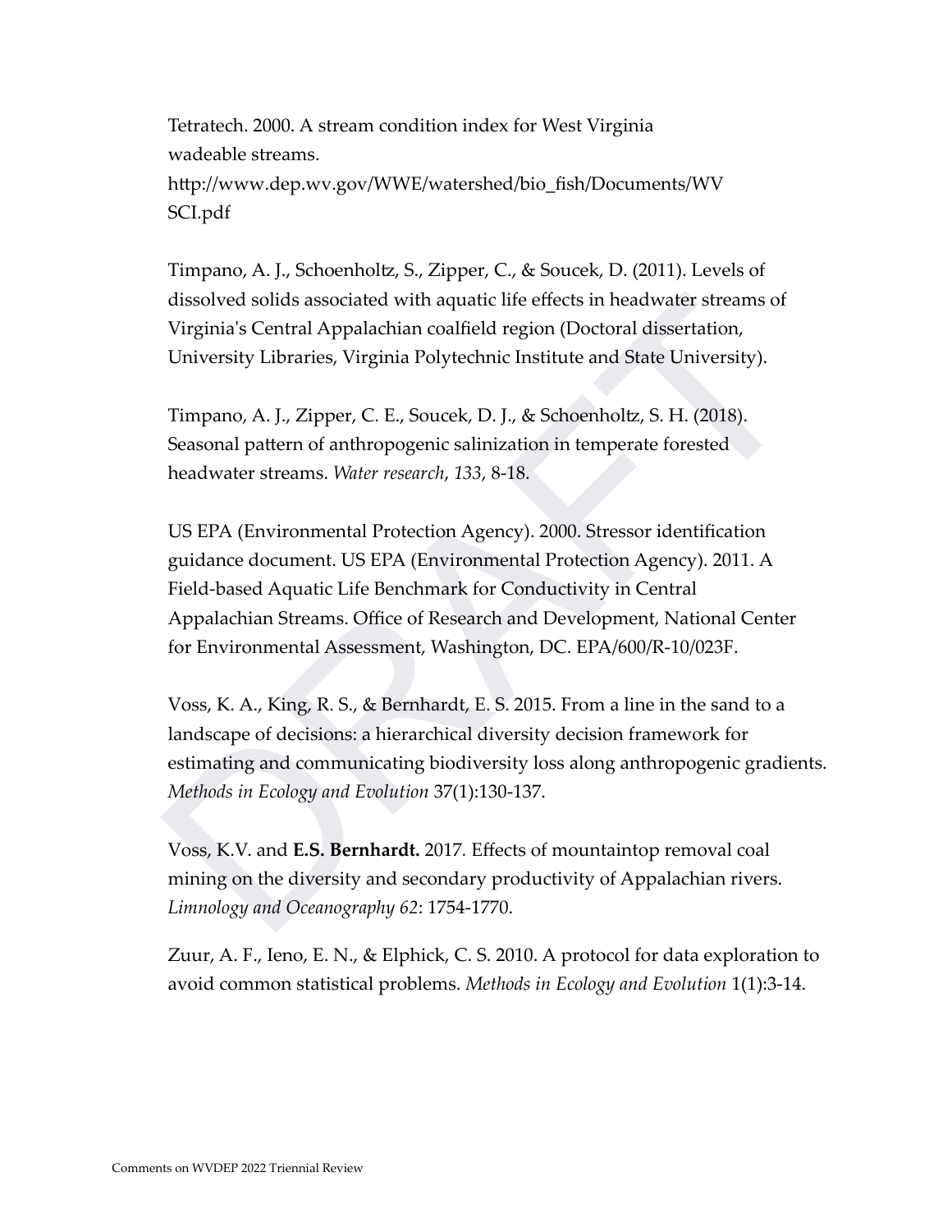Tetratech. 2000. A stream condition index for West Virginia wadeable streams. http://www.dep.wv.gov/WWE/watershed/bio_fish/Documents/WVSCI.pdf

Timpano, A. J., Schoenholtz, S., Zipper, C., & Soucek, D. (2011). Levels of dissolved solids associated with aquatic life effects in headwater streams of Virginia's Central Appalachian coalfield region (Doctoral dissertation, University Libraries, Virginia Polytechnic Institute and State University).

Timpano, A. J., Zipper, C. E., Soucek, D. J., & Schoenholtz, S. H. (2018). Seasonal pattern of anthropogenic salinization in temperate forested headwater streams. *Water research*, *133*, 8-18.

US EPA (Environmental Protection Agency). 2000. Stressor identification guidance document. US EPA (Environmental Protection Agency). 2011. A Field-based Aquatic Life Benchmark for Conductivity in Central Appalachian Streams. Office of Research and Development, National Center for Environmental Assessment, Washington, DC. EPA/600/R-10/023F.

Voss, K. A., King, R. S., & Bernhardt, E. S. 2015. From a line in the sand to a landscape of decisions: a hierarchical diversity decision framework for estimating and communicating biodiversity loss along anthropogenic gradients. *Methods in Ecology and Evolution* 37(1):130-137.

Voss, K.V. and **E.S. Bernhardt.** 2017. Effects of mountaintop removal coal mining on the diversity and secondary productivity of Appalachian rivers. *Limnology and Oceanography 62*: 1754-1770.

Zuur, A. F., Ieno, E. N., & Elphick, C. S. 2010. A protocol for data exploration to avoid common statistical problems. *Methods in Ecology and Evolution* 1(1):3-14.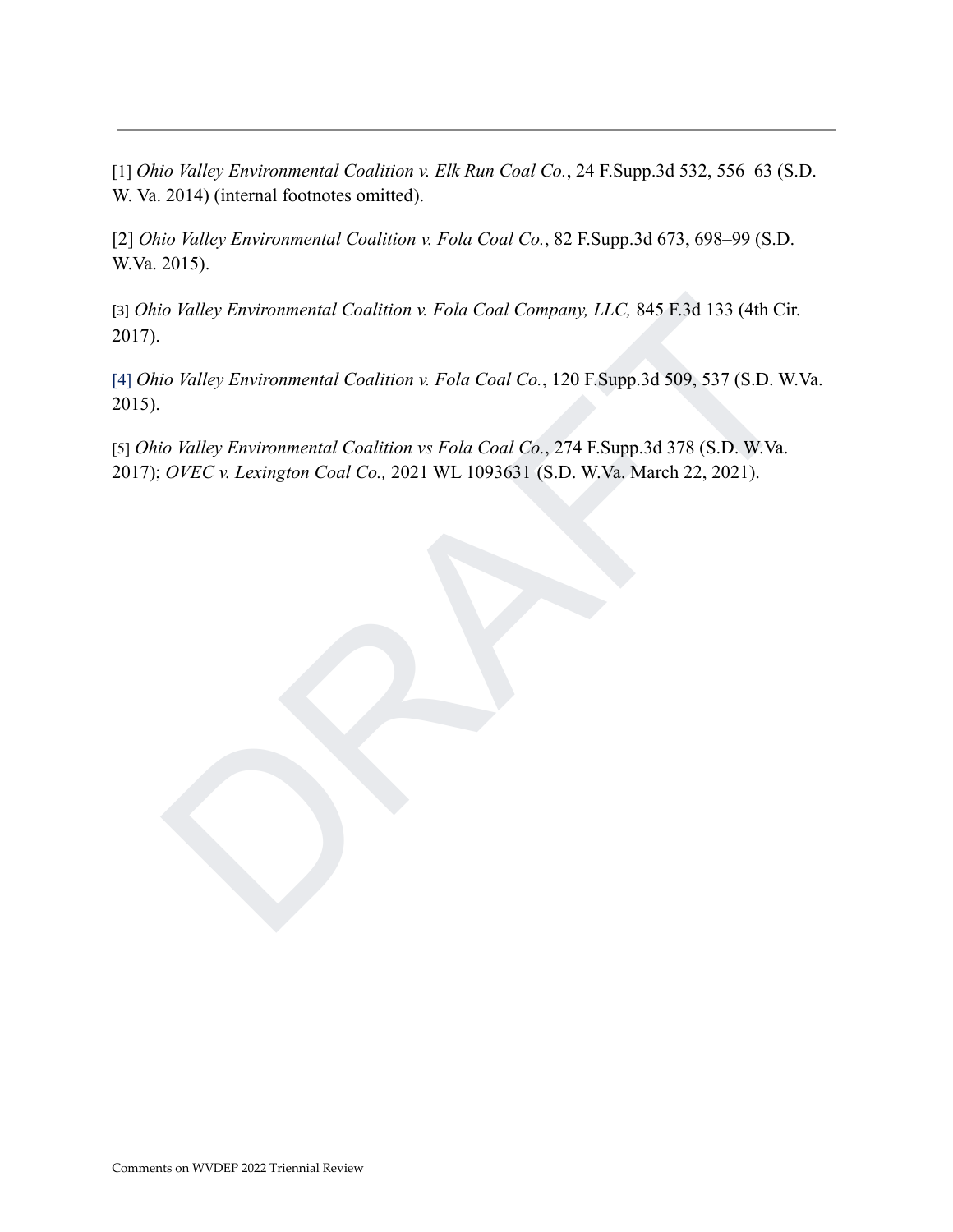[1] *Ohio Valley Environmental Coalition v. Elk Run Coal Co.*, 24 F.Supp.3d 532, 556–63 (S.D. W. Va. 2014) (internal footnotes omitted).

[2] *Ohio Valley Environmental Coalition v. Fola Coal Co.*, 82 F.Supp.3d 673, 698–99 (S.D. W.Va. 2015).

[3] *Ohio Valley Environmental Coalition v. Fola Coal Company, LLC,* 845 F.3d 133 (4th Cir. 2017).

[4] *Ohio Valley Environmental Coalition v. Fola Coal Co.*, 120 F.Supp.3d 509, 537 (S.D. W.Va. 2015).

[5] *Ohio Valley Environmental Coalition vs Fola Coal Co.*, 274 F.Supp.3d 378 (S.D. W.Va. 2017); *OVEC v. Lexington Coal Co.,* 2021 WL 1093631 (S.D. W.Va. March 22, 2021).